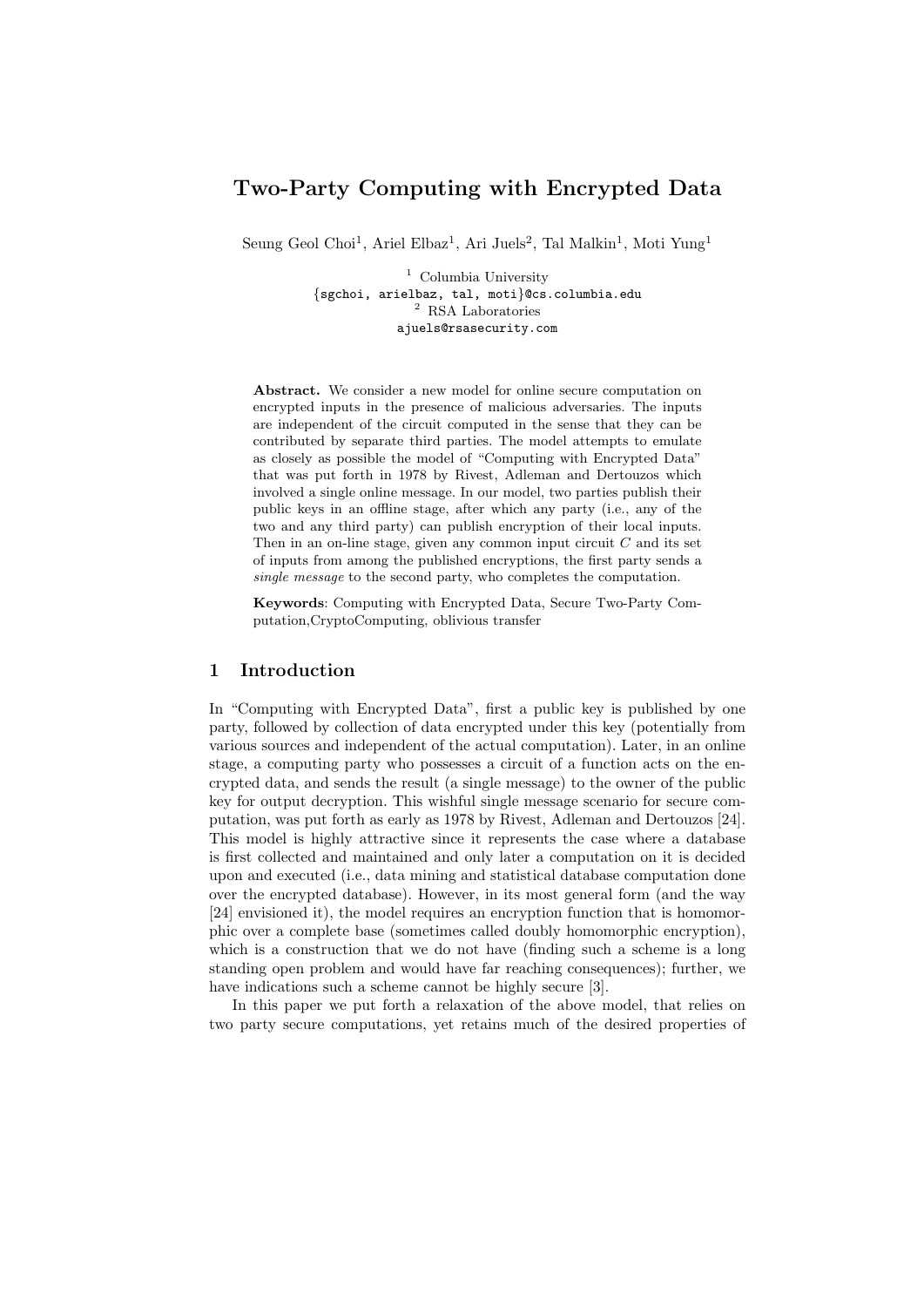# Two-Party Computing with Encrypted Data

Seung Geol Choi[1], Ariel Elbaz[1], Ari Juels[2], Tal Malkin[1], Moti Yung[1]

[1] Columbia University
{sgchoi, arielbaz, tal, moti}@cs.columbia.edu
[2] RSA Laboratories
ajuels@rsasecurity.com

**Abstract.** We consider a new model for online secure computation on encrypted inputs in the presence of malicious adversaries. The inputs are independent of the circuit computed in the sense that they can be contributed by separate third parties. The model attempts to emulate as closely as possible the model of "Computing with Encrypted Data" that was put forth in 1978 by Rivest, Adleman and Dertouzos which involved a single online message. In our model, two parties publish their public keys in an offline stage, after which any party (i.e., any of the two and any third party) can publish encryption of their local inputs. Then in an on-line stage, given any common input circuit $C$ and its set of inputs from among the published encryptions, the first party sends a *single message* to the second party, who completes the computation.

**Keywords**: Computing with Encrypted Data, Secure Two-Party Computation,CryptoComputing, oblivious transfer

## 1 Introduction

In "Computing with Encrypted Data", first a public key is published by one party, followed by collection of data encrypted under this key (potentially from various sources and independent of the actual computation). Later, in an online stage, a computing party who possesses a circuit of a function acts on the encrypted data, and sends the result (a single message) to the owner of the public key for output decryption. This wishful single message scenario for secure computation, was put forth as early as 1978 by Rivest, Adleman and Dertouzos [24]. This model is highly attractive since it represents the case where a database is first collected and maintained and only later a computation on it is decided upon and executed (i.e., data mining and statistical database computation done over the encrypted database). However, in its most general form (and the way [24] envisioned it), the model requires an encryption function that is homomorphic over a complete base (sometimes called doubly homomorphic encryption), which is a construction that we do not have (finding such a scheme is a long standing open problem and would have far reaching consequences); further, we have indications such a scheme cannot be highly secure [3].

In this paper we put forth a relaxation of the above model, that relies on two party secure computations, yet retains much of the desired properties of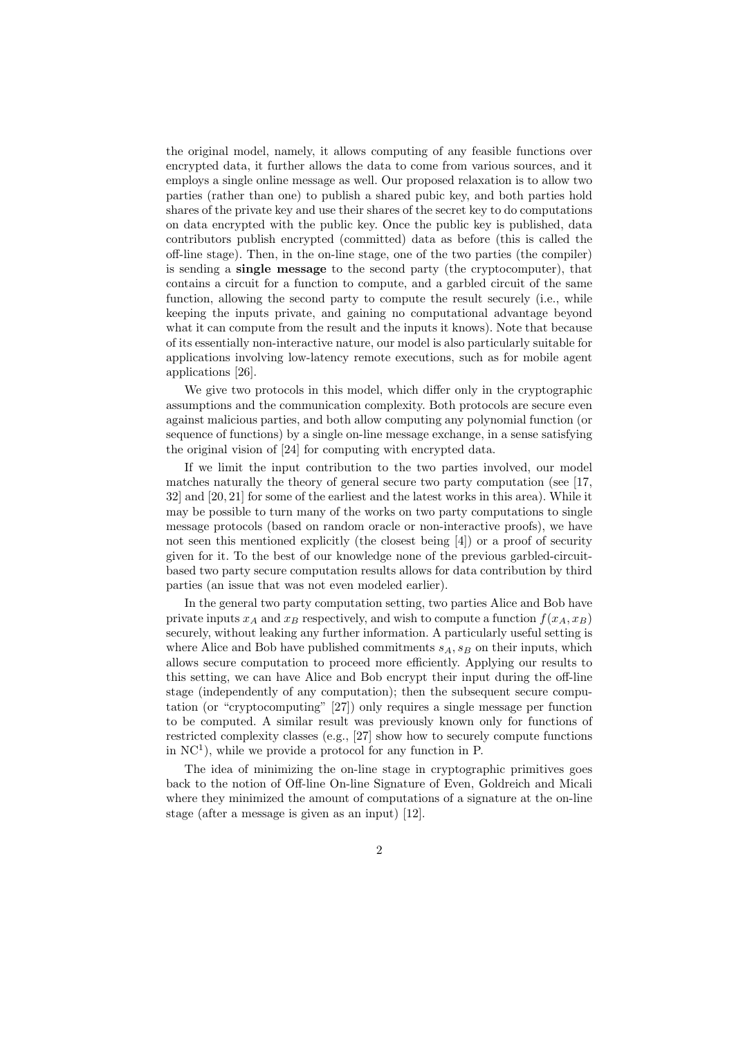the original model, namely, it allows computing of any feasible functions over encrypted data, it further allows the data to come from various sources, and it employs a single online message as well. Our proposed relaxation is to allow two parties (rather than one) to publish a shared pubic key, and both parties hold shares of the private key and use their shares of the secret key to do computations on data encrypted with the public key. Once the public key is published, data contributors publish encrypted (committed) data as before (this is called the off-line stage). Then, in the on-line stage, one of the two parties (the compiler) is sending a **single message** to the second party (the cryptocomputer), that contains a circuit for a function to compute, and a garbled circuit of the same function, allowing the second party to compute the result securely (i.e., while keeping the inputs private, and gaining no computational advantage beyond what it can compute from the result and the inputs it knows). Note that because of its essentially non-interactive nature, our model is also particularly suitable for applications involving low-latency remote executions, such as for mobile agent applications [26].

We give two protocols in this model, which differ only in the cryptographic assumptions and the communication complexity. Both protocols are secure even against malicious parties, and both allow computing any polynomial function (or sequence of functions) by a single on-line message exchange, in a sense satisfying the original vision of [24] for computing with encrypted data.

If we limit the input contribution to the two parties involved, our model matches naturally the theory of general secure two party computation (see [17, 32] and [20, 21] for some of the earliest and the latest works in this area). While it may be possible to turn many of the works on two party computations to single message protocols (based on random oracle or non-interactive proofs), we have not seen this mentioned explicitly (the closest being [4]) or a proof of security given for it. To the best of our knowledge none of the previous garbled-circuit-based two party secure computation results allows for data contribution by third parties (an issue that was not even modeled earlier).

In the general two party computation setting, two parties Alice and Bob have private inputs $x_A$ and $x_B$ respectively, and wish to compute a function $f(x_A, x_B)$ securely, without leaking any further information. A particularly useful setting is where Alice and Bob have published commitments $s_A, s_B$ on their inputs, which allows secure computation to proceed more efficiently. Applying our results to this setting, we can have Alice and Bob encrypt their input during the off-line stage (independently of any computation); then the subsequent secure computation (or "cryptocomputing" [27]) only requires a single message per function to be computed. A similar result was previously known only for functions of restricted complexity classes (e.g., [27] show how to securely compute functions in $\mathrm{NC}^1$), while we provide a protocol for any function in P.

The idea of minimizing the on-line stage in cryptographic primitives goes back to the notion of Off-line On-line Signature of Even, Goldreich and Micali where they minimized the amount of computations of a signature at the on-line stage (after a message is given as an input) [12].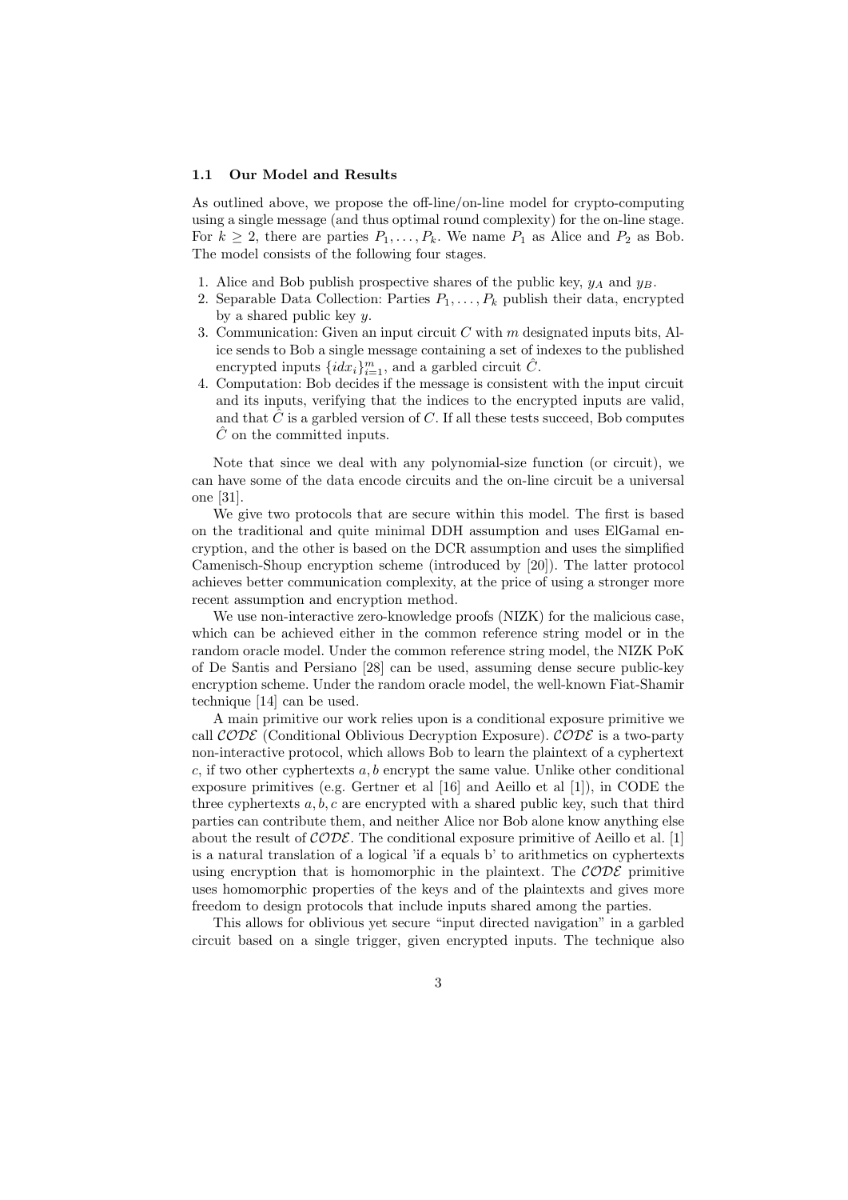### 1.1 Our Model and Results

As outlined above, we propose the off-line/on-line model for crypto-computing using a single message (and thus optimal round complexity) for the on-line stage. For $k \geq 2$, there are parties $P_1, \ldots, P_k$. We name $P_1$ as Alice and $P_2$ as Bob. The model consists of the following four stages.

1. Alice and Bob publish prospective shares of the public key, $y_A$ and $y_B$.
2. Separable Data Collection: Parties $P_1, \ldots, P_k$ publish their data, encrypted by a shared public key $y$.
3. Communication: Given an input circuit $C$ with $m$ designated inputs bits, Alice sends to Bob a single message containing a set of indexes to the published encrypted inputs $\{idx_i\}_{i=1}^{m}$, and a garbled circuit $\hat{C}$.
4. Computation: Bob decides if the message is consistent with the input circuit and its inputs, verifying that the indices to the encrypted inputs are valid, and that $\hat{C}$ is a garbled version of $C$. If all these tests succeed, Bob computes $\hat{C}$ on the committed inputs.

Note that since we deal with any polynomial-size function (or circuit), we can have some of the data encode circuits and the on-line circuit be a universal one [31].

We give two protocols that are secure within this model. The first is based on the traditional and quite minimal DDH assumption and uses ElGamal encryption, and the other is based on the DCR assumption and uses the simplified Camenisch-Shoup encryption scheme (introduced by [20]). The latter protocol achieves better communication complexity, at the price of using a stronger more recent assumption and encryption method.

We use non-interactive zero-knowledge proofs (NIZK) for the malicious case, which can be achieved either in the common reference string model or in the random oracle model. Under the common reference string model, the NIZK PoK of De Santis and Persiano [28] can be used, assuming dense secure public-key encryption scheme. Under the random oracle model, the well-known Fiat-Shamir technique [14] can be used.

A main primitive our work relies upon is a conditional exposure primitive we call $\mathcal{CODE}$ (Conditional Oblivious Decryption Exposure). $\mathcal{CODE}$ is a two-party non-interactive protocol, which allows Bob to learn the plaintext of a cyphertext $c$, if two other cyphertexts $a, b$ encrypt the same value. Unlike other conditional exposure primitives (e.g. Gertner et al [16] and Aeillo et al [1]), in CODE the three cyphertexts $a, b, c$ are encrypted with a shared public key, such that third parties can contribute them, and neither Alice nor Bob alone know anything else about the result of $\mathcal{CODE}$. The conditional exposure primitive of Aeillo et al. [1] is a natural translation of a logical 'if a equals b' to arithmetics on cyphertexts using encryption that is homomorphic in the plaintext. The $\mathcal{CODE}$ primitive uses homomorphic properties of the keys and of the plaintexts and gives more freedom to design protocols that include inputs shared among the parties.

This allows for oblivious yet secure "input directed navigation" in a garbled circuit based on a single trigger, given encrypted inputs. The technique also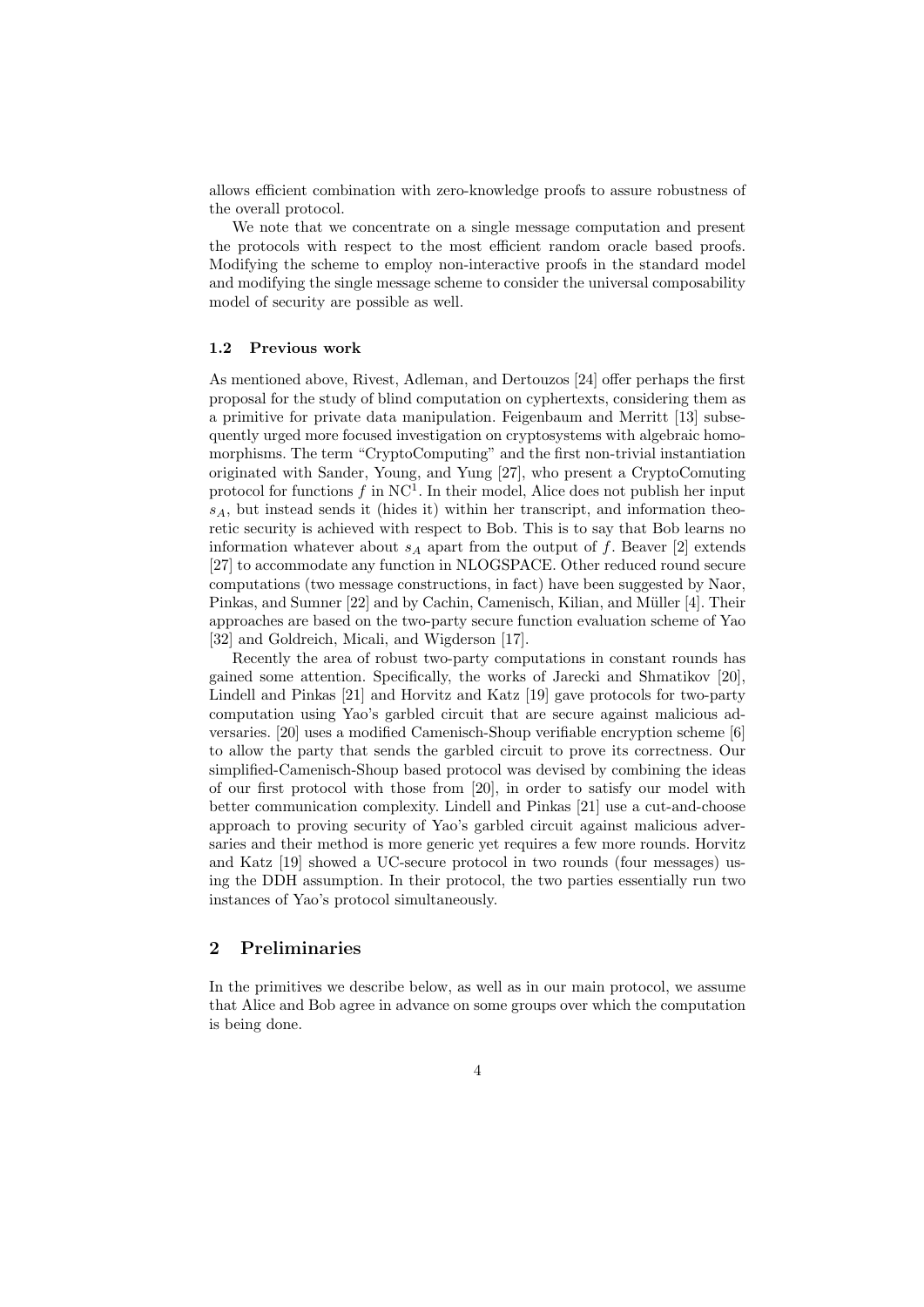allows efficient combination with zero-knowledge proofs to assure robustness of the overall protocol.

We note that we concentrate on a single message computation and present the protocols with respect to the most efficient random oracle based proofs. Modifying the scheme to employ non-interactive proofs in the standard model and modifying the single message scheme to consider the universal composability model of security are possible as well.

### 1.2 Previous work

As mentioned above, Rivest, Adleman, and Dertouzos [24] offer perhaps the first proposal for the study of blind computation on cyphertexts, considering them as a primitive for private data manipulation. Feigenbaum and Merritt [13] subsequently urged more focused investigation on cryptosystems with algebraic homomorphisms. The term "CryptoComputing" and the first non-trivial instantiation originated with Sander, Young, and Yung [27], who present a CryptoComuting protocol for functions $f$ in $\mathrm{NC}^1$. In their model, Alice does not publish her input $s_A$, but instead sends it (hides it) within her transcript, and information theoretic security is achieved with respect to Bob. This is to say that Bob learns no information whatever about $s_A$ apart from the output of $f$. Beaver [2] extends [27] to accommodate any function in NLOGSPACE. Other reduced round secure computations (two message constructions, in fact) have been suggested by Naor, Pinkas, and Sumner [22] and by Cachin, Camenisch, Kilian, and Müller [4]. Their approaches are based on the two-party secure function evaluation scheme of Yao [32] and Goldreich, Micali, and Wigderson [17].

Recently the area of robust two-party computations in constant rounds has gained some attention. Specifically, the works of Jarecki and Shmatikov [20], Lindell and Pinkas [21] and Horvitz and Katz [19] gave protocols for two-party computation using Yao's garbled circuit that are secure against malicious adversaries. [20] uses a modified Camenisch-Shoup verifiable encryption scheme [6] to allow the party that sends the garbled circuit to prove its correctness. Our simplified-Camenisch-Shoup based protocol was devised by combining the ideas of our first protocol with those from [20], in order to satisfy our model with better communication complexity. Lindell and Pinkas [21] use a cut-and-choose approach to proving security of Yao's garbled circuit against malicious adversaries and their method is more generic yet requires a few more rounds. Horvitz and Katz [19] showed a UC-secure protocol in two rounds (four messages) using the DDH assumption. In their protocol, the two parties essentially run two instances of Yao's protocol simultaneously.

## 2 Preliminaries

In the primitives we describe below, as well as in our main protocol, we assume that Alice and Bob agree in advance on some groups over which the computation is being done.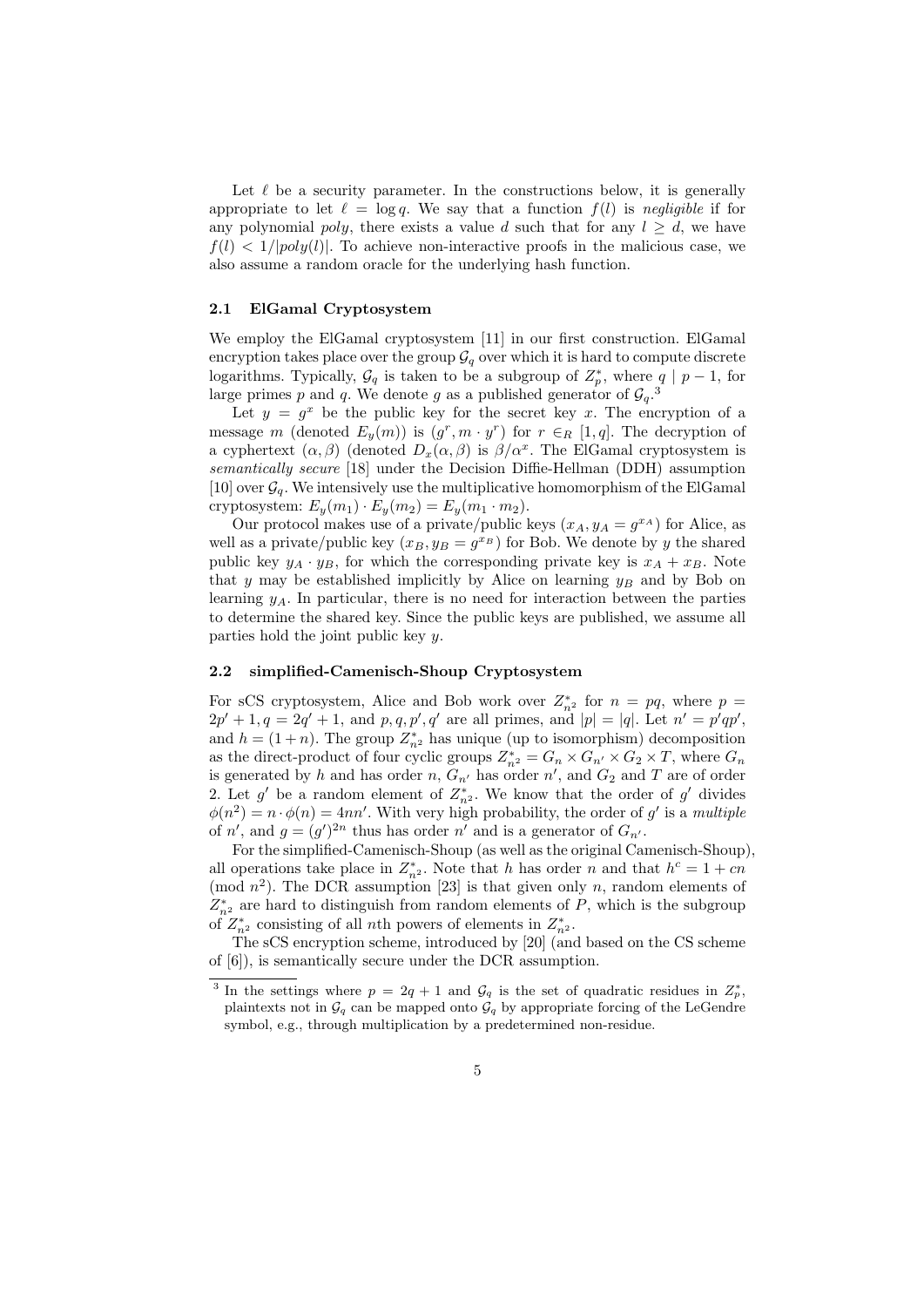Let $\ell$ be a security parameter. In the constructions below, it is generally appropriate to let $\ell = \log q$. We say that a function $f(l)$ is *negligible* if for any polynomial *poly*, there exists a value $d$ such that for any $l \geq d$, we have $f(l) < 1/|poly(l)|$. To achieve non-interactive proofs in the malicious case, we also assume a random oracle for the underlying hash function.

### 2.1 ElGamal Cryptosystem

We employ the ElGamal cryptosystem [11] in our first construction. ElGamal encryption takes place over the group $\mathcal{G}_q$ over which it is hard to compute discrete logarithms. Typically, $\mathcal{G}_q$ is taken to be a subgroup of $Z_p^*$, where $q \mid p-1$, for large primes $p$ and $q$. We denote $g$ as a published generator of $\mathcal{G}_q$.[3]

Let $y = g^x$ be the public key for the secret key $x$. The encryption of a message $m$ (denoted $E_y(m)$) is $(g^r, m \cdot y^r)$ for $r \in_R [1, q]$. The decryption of a cyphertext $(\alpha, \beta)$ (denoted $D_x(\alpha, \beta)$ is $\beta/\alpha^x$. The ElGamal cryptosystem is *semantically secure* [18] under the Decision Diffie-Hellman (DDH) assumption [10] over $\mathcal{G}_q$. We intensively use the multiplicative homomorphism of the ElGamal cryptosystem: $E_y(m_1) \cdot E_y(m_2) = E_y(m_1 \cdot m_2)$.

Our protocol makes use of a private/public keys $(x_A, y_A = g^{x_A})$ for Alice, as well as a private/public key $(x_B, y_B = g^{x_B})$ for Bob. We denote by $y$ the shared public key $y_A \cdot y_B$, for which the corresponding private key is $x_A + x_B$. Note that $y$ may be established implicitly by Alice on learning $y_B$ and by Bob on learning $y_A$. In particular, there is no need for interaction between the parties to determine the shared key. Since the public keys are published, we assume all parties hold the joint public key $y$.

### 2.2 simplified-Camenisch-Shoup Cryptosystem

For sCS cryptosystem, Alice and Bob work over $Z_{n^2}^*$ for $n = pq$, where $p = 2p' + 1, q = 2q' + 1$, and $p, q, p', q'$ are all primes, and $|p| = |q|$. Let $n' = p'qp'$, and $h = (1 + n)$. The group $Z_{n^2}^*$ has unique (up to isomorphism) decomposition as the direct-product of four cyclic groups $Z_{n^2}^* = G_n \times G_{n'} \times G_2 \times T$, where $G_n$ is generated by $h$ and has order $n$, $G_{n'}$ has order $n'$, and $G_2$ and $T$ are of order 2. Let $g'$ be a random element of $Z_{n^2}^*$. We know that the order of $g'$ divides $\phi(n^2) = n \cdot \phi(n) = 4nn'$. With very high probability, the order of $g'$ is a *multiple* of $n'$, and $g = (g')^{2n}$ thus has order $n'$ and is a generator of $G_{n'}$.

For the simplified-Camenisch-Shoup (as well as the original Camenisch-Shoup), all operations take place in $Z_{n^2}^*$. Note that $h$ has order $n$ and that $h^c = 1 + cn \pmod{n^2}$. The DCR assumption [23] is that given only $n$, random elements of $Z_{n^2}^*$ are hard to distinguish from random elements of $P$, which is the subgroup of $Z_{n^2}^*$ consisting of all $n$th powers of elements in $Z_{n^2}^*$.

The sCS encryption scheme, introduced by [20] (and based on the CS scheme of [6]), is semantically secure under the DCR assumption.

[3] In the settings where $p = 2q + 1$ and $\mathcal{G}_q$ is the set of quadratic residues in $Z_p^*$, plaintexts not in $\mathcal{G}_q$ can be mapped onto $\mathcal{G}_q$ by appropriate forcing of the LeGendre symbol, e.g., through multiplication by a predetermined non-residue.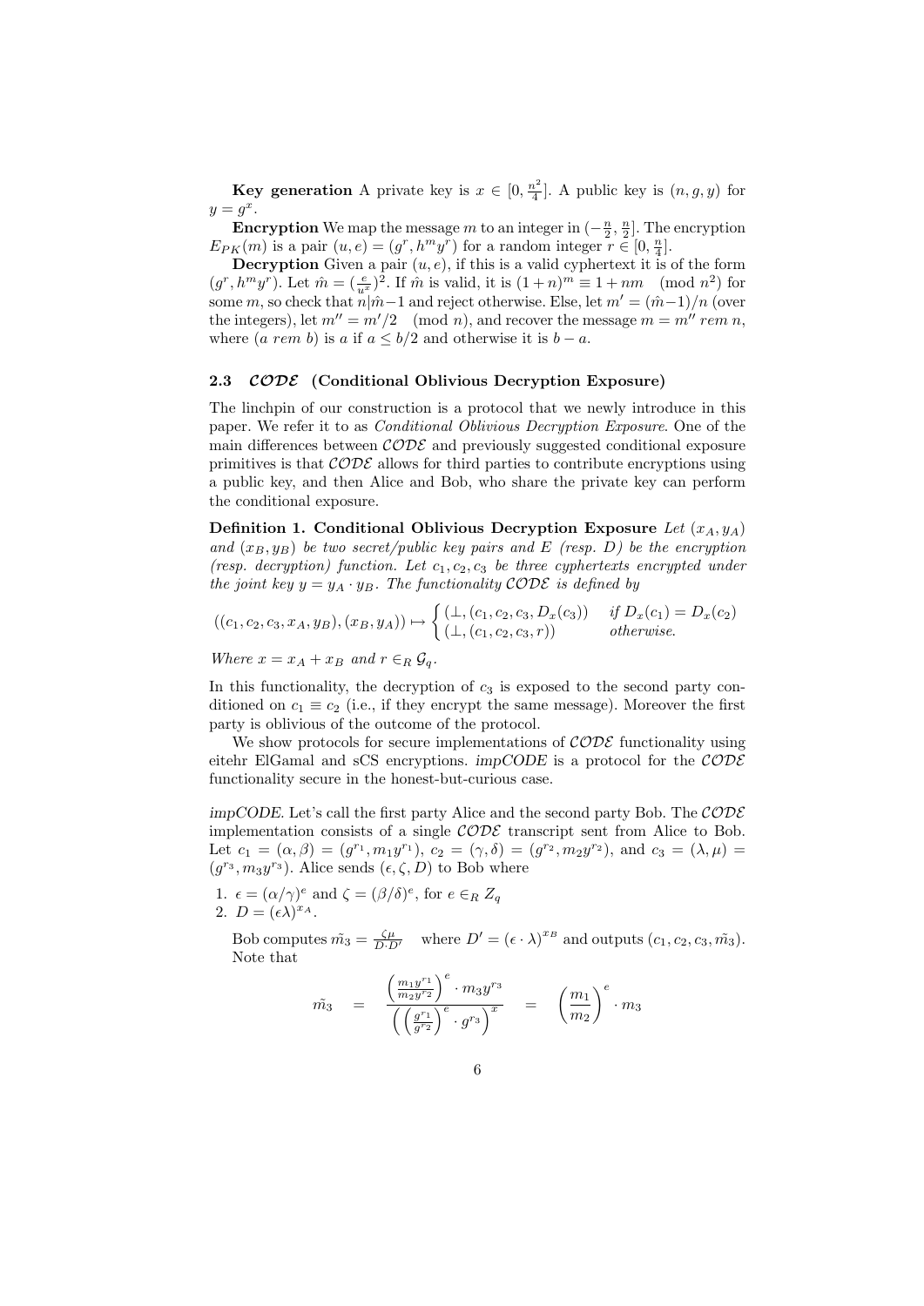**Key generation** A private key is $x \in [0, \frac{n^2}{4}]$. A public key is $(n, g, y)$ for $y = g^x$.

**Encryption** We map the message $m$ to an integer in $(-\frac{n}{2}, \frac{n}{2}]$. The encryption $E_{PK}(m)$ is a pair $(u, e) = (g^r, h^m y^r)$ for a random integer $r \in [0, \frac{n}{4}]$.

**Decryption** Given a pair $(u, e)$, if this is a valid cyphertext it is of the form $(g^r, h^m y^r)$. Let $\hat{m} = (\frac{e}{u^x})^2$. If $\hat{m}$ is valid, it is $(1+n)^m \equiv 1 + nm \pmod{n^2}$ for some $m$, so check that $n | \hat{m} - 1$ and reject otherwise. Else, let $m' = (\hat{m} - 1)/n$ (over the integers), let $m'' = m'/2 \pmod{n}$, and recover the message $m = m'' \ rem \ n$, where $(a \ rem \ b)$ is $a$ if $a \leq b/2$ and otherwise it is $b - a$.

### 2.3 $\mathcal{CODE}$ (Conditional Oblivious Decryption Exposure)

The linchpin of our construction is a protocol that we newly introduce in this paper. We refer it to as *Conditional Oblivious Decryption Exposure*. One of the main differences between $\mathcal{CODE}$ and previously suggested conditional exposure primitives is that $\mathcal{CODE}$ allows for third parties to contribute encryptions using a public key, and then Alice and Bob, who share the private key can perform the conditional exposure.

**Definition 1. Conditional Oblivious Decryption Exposure** *Let $(x_A, y_A)$ and $(x_B, y_B)$ be two secret/public key pairs and $E$ (resp. $D$) be the encryption (resp. decryption) function. Let $c_1, c_2, c_3$ be three cyphertexts encrypted under the joint key $y = y_A \cdot y_B$. The functionality $\mathcal{CODE}$ is defined by*

$$((c_1, c_2, c_3, x_A, y_B), (x_B, y_A)) \mapsto \begin{cases} (\bot, (c_1, c_2, c_3, D_x(c_3)) & \text{if } D_x(c_1) = D_x(c_2) \\ (\bot, (c_1, c_2, c_3, r)) & \text{otherwise.} \end{cases}$$

*Where $x = x_A + x_B$ and $r \in_R \mathcal{G}_q$.*

In this functionality, the decryption of $c_3$ is exposed to the second party conditioned on $c_1 \equiv c_2$ (i.e., if they encrypt the same message). Moreover the first party is oblivious of the outcome of the protocol.

We show protocols for secure implementations of $\mathcal{CODE}$ functionality using eitehr ElGamal and sCS encryptions. *impCODE* is a protocol for the $\mathcal{CODE}$ functionality secure in the honest-but-curious case.

*impCODE.* Let's call the first party Alice and the second party Bob. The $\mathcal{CODE}$ implementation consists of a single $\mathcal{CODE}$ transcript sent from Alice to Bob. Let $c_1 = (\alpha, \beta) = (g^{r_1}, m_1 y^{r_1})$, $c_2 = (\gamma, \delta) = (g^{r_2}, m_2 y^{r_2})$, and $c_3 = (\lambda, \mu) = (g^{r_3}, m_3 y^{r_3})$. Alice sends $(\epsilon, \zeta, D)$ to Bob where

1. $\epsilon = (\alpha/\gamma)^e$ and $\zeta = (\beta/\delta)^e$, for $e \in_R Z_q$
2. $D = (\epsilon \lambda)^{x_A}$.

Bob computes $\tilde{m_3} = \frac{\zeta \mu}{D \cdot D'}$ where $D' = (\epsilon \cdot \lambda)^{x_B}$ and outputs $(c_1, c_2, c_3, \tilde{m_3})$. Note that

$$\tilde{m_3} = \frac{\left(\frac{m_1 y^{r_1}}{m_2 y^{r_2}}\right)^e \cdot m_3 y^{r_3}}{\left(\left(\frac{g^{r_1}}{g^{r_2}}\right)^e \cdot g^{r_3}\right)^x} = \left(\frac{m_1}{m_2}\right)^e \cdot m_3$$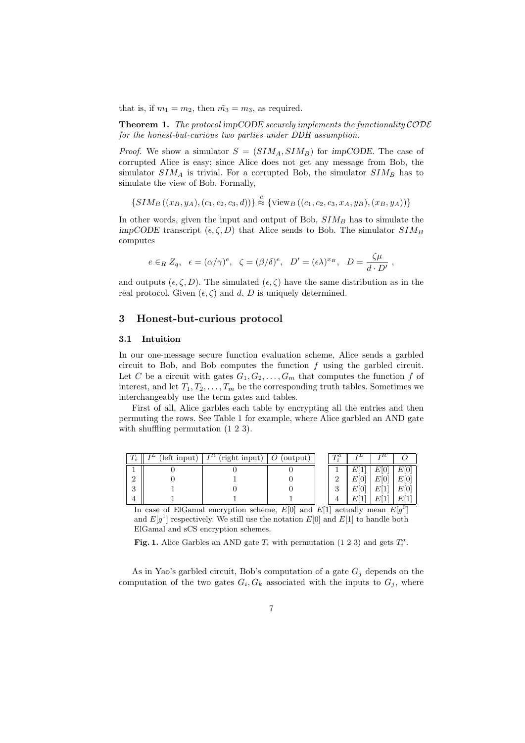that is, if $m_1 = m_2$, then $\tilde{m_3} = m_3$, as required.

**Theorem 1.** *The protocol* impCODE *securely implements the functionality* $\mathcal{CODE}$ *for the honest-but-curious two parties under DDH assumption.*

*Proof.* We show a simulator $S = (SIM_A, SIM_B)$ for *impCODE*. The case of corrupted Alice is easy; since Alice does not get any message from Bob, the simulator $SIM_A$ is trivial. For a corrupted Bob, the simulator $SIM_B$ has to simulate the view of Bob. Formally,

$$\{SIM_B((x_B, y_A), (c_1, c_2, c_3, d))\} \stackrel{c}{\approx} \{\text{view}_B((c_1, c_2, c_3, x_A, y_B), (x_B, y_A))\}$$

In other words, given the input and output of Bob, $SIM_B$ has to simulate the *impCODE* transcript $(\epsilon, \zeta, D)$ that Alice sends to Bob. The simulator $SIM_B$ computes

$$e \in_R Z_q, \quad \epsilon = (\alpha/\gamma)^e, \quad \zeta = (\beta/\delta)^e, \quad D' = (\epsilon\lambda)^{x_B}, \quad D = \frac{\zeta\mu}{d \cdot D'},$$

and outputs $(\epsilon, \zeta, D)$. The simulated $(\epsilon, \zeta)$ have the same distribution as in the real protocol. Given $(\epsilon, \zeta)$ and $d$, $D$ is uniquely determined.

## 3 Honest-but-curious protocol

### 3.1 Intuition

In our one-message secure function evaluation scheme, Alice sends a garbled circuit to Bob, and Bob computes the function $f$ using the garbled circuit. Let $C$ be a circuit with gates $G_1, G_2, \ldots, G_m$ that computes the function $f$ of interest, and let $T_1, T_2, \ldots, T_m$ be the corresponding truth tables. Sometimes we interchangeably use the term gates and tables.

First of all, Alice garbles each table by encrypting all the entries and then permuting the rows. See Table 1 for example, where Alice garbled an AND gate with shuffling permutation (1 2 3).

| $T_i$ | $I^L$ (left input) | $I^R$ (right input) | $O$ (output) |
|---|---|---|---|
| 1 | 0 | 0 | 0 |
| 2 | 0 | 1 | 0 |
| 3 | 1 | 0 | 0 |
| 4 | 1 | 1 | 1 |

| $T_i^a$ | $I^L$ | $I^R$ | $O$ |
|---|---|---|---|
| 1 | $E[1]$ | $E[0]$ | $E[0]$ |
| 2 | $E[0]$ | $E[0]$ | $E[0]$ |
| 3 | $E[0]$ | $E[1]$ | $E[0]$ |
| 4 | $E[1]$ | $E[1]$ | $E[1]$ |

In case of ElGamal encryption scheme, $E[0]$ and $E[1]$ actually mean $E[g^0]$ and $E[g^1]$ respectively. We still use the notation $E[0]$ and $E[1]$ to handle both ElGamal and sCS encryption schemes.

**Fig. 1.** Alice Garbles an AND gate $T_i$ with permutation (1 2 3) and gets $T_i^a$.

As in Yao's garbled circuit, Bob's computation of a gate $G_j$ depends on the computation of the two gates $G_i, G_k$ associated with the inputs to $G_j$, where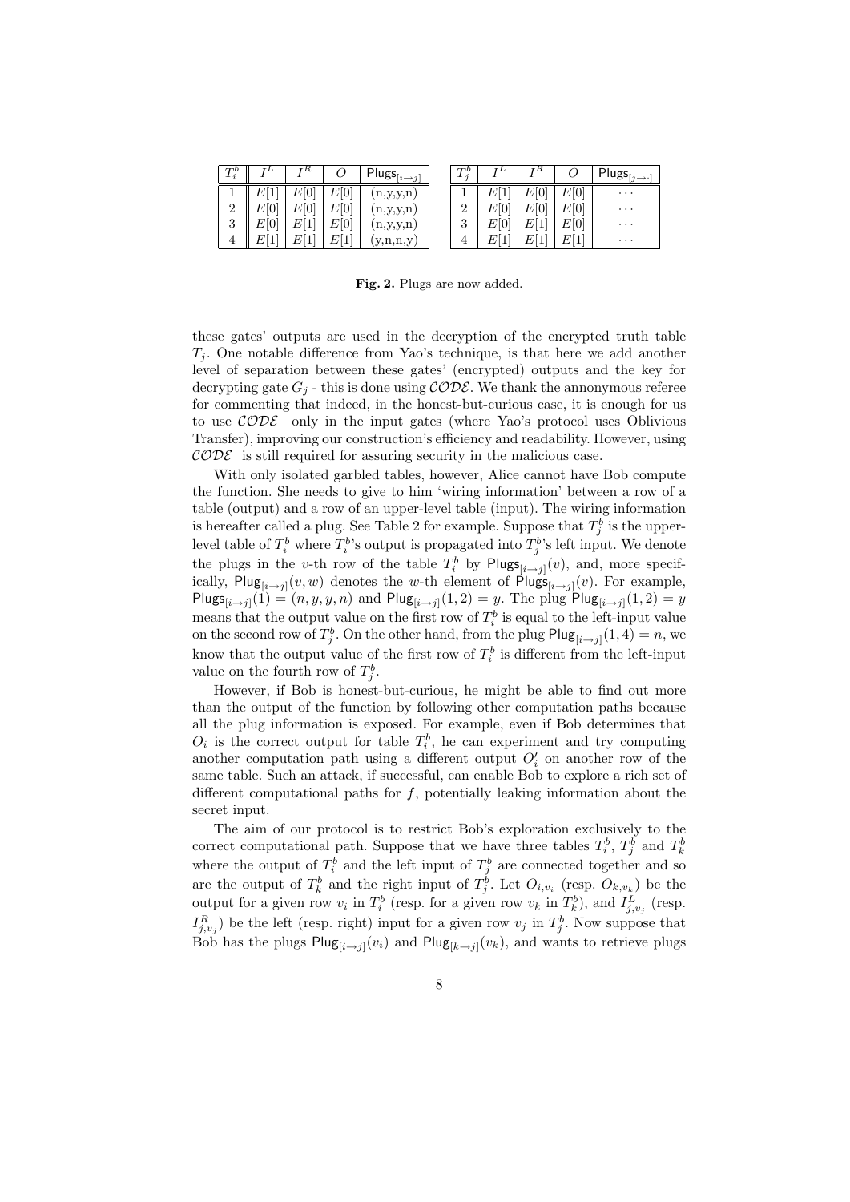| $T_i^b$ | $I^L$ | $I^R$ | $O$ | $\mathsf{Plugs}_{[i \to j]}$ |
|---|---|---|---|---|
| 1 | $E[1]$ | $E[0]$ | $E[0]$ | (n,y,y,n) |
| 2 | $E[0]$ | $E[0]$ | $E[0]$ | (n,y,y,n) |
| 3 | $E[0]$ | $E[1]$ | $E[0]$ | (n,y,y,n) |
| 4 | $E[1]$ | $E[1]$ | $E[1]$ | (y,n,n,y) |

| $T_j^b$ | $I^L$ | $I^R$ | $O$ | $\mathsf{Plugs}_{[j \to \cdot]}$ |
|---|---|---|---|---|
| 1 | $E[1]$ | $E[0]$ | $E[0]$ | $\cdots$ |
| 2 | $E[0]$ | $E[0]$ | $E[0]$ | $\cdots$ |
| 3 | $E[0]$ | $E[1]$ | $E[0]$ | $\cdots$ |
| 4 | $E[1]$ | $E[1]$ | $E[1]$ | $\cdots$ |

**Fig. 2.** Plugs are now added.

these gates' outputs are used in the decryption of the encrypted truth table $T_j$. One notable difference from Yao's technique, is that here we add another level of separation between these gates' (encrypted) outputs and the key for decrypting gate $G_j$ - this is done using $\mathcal{CODE}$. We thank the annonymous referee for commenting that indeed, in the honest-but-curious case, it is enough for us to use $\mathcal{CODE}$ only in the input gates (where Yao's protocol uses Oblivious Transfer), improving our construction's efficiency and readability. However, using $\mathcal{CODE}$ is still required for assuring security in the malicious case.

With only isolated garbled tables, however, Alice cannot have Bob compute the function. She needs to give to him 'wiring information' between a row of a table (output) and a row of an upper-level table (input). The wiring information is hereafter called a plug. See Table 2 for example. Suppose that $T_j^b$ is the upper-level table of $T_i^b$ where $T_i^b$'s output is propagated into $T_j^b$'s left input. We denote the plugs in the $v$-th row of the table $T_i^b$ by $\mathsf{Plugs}_{[i \to j]}(v)$, and, more specifically, $\mathsf{Plug}_{[i \to j]}(v, w)$ denotes the $w$-th element of $\mathsf{Plugs}_{[i \to j]}(v)$. For example, $\mathsf{Plugs}_{[i \to j]}(1) = (n, y, y, n)$ and $\mathsf{Plug}_{[i \to j]}(1, 2) = y$. The plug $\mathsf{Plug}_{[i \to j]}(1, 2) = y$ means that the output value on the first row of $T_i^b$ is equal to the left-input value on the second row of $T_j^b$. On the other hand, from the plug $\mathsf{Plug}_{[i \to j]}(1, 4) = n$, we know that the output value of the first row of $T_i^b$ is different from the left-input value on the fourth row of $T_j^b$.

However, if Bob is honest-but-curious, he might be able to find out more than the output of the function by following other computation paths because all the plug information is exposed. For example, even if Bob determines that $O_i$ is the correct output for table $T_i^b$, he can experiment and try computing another computation path using a different output $O_i'$ on another row of the same table. Such an attack, if successful, can enable Bob to explore a rich set of different computational paths for $f$, potentially leaking information about the secret input.

The aim of our protocol is to restrict Bob's exploration exclusively to the correct computational path. Suppose that we have three tables $T_i^b$, $T_j^b$ and $T_k^b$ where the output of $T_i^b$ and the left input of $T_j^b$ are connected together and so are the output of $T_k^b$ and the right input of $T_j^b$. Let $O_{i,v_i}$ (resp. $O_{k,v_k}$) be the output for a given row $v_i$ in $T_i^b$ (resp. for a given row $v_k$ in $T_k^b$), and $I_{j,v_j}^L$ (resp. $I_{j,v_j}^R$) be the left (resp. right) input for a given row $v_j$ in $T_j^b$. Now suppose that Bob has the plugs $\mathsf{Plug}_{[i \to j]}(v_i)$ and $\mathsf{Plug}_{[k \to j]}(v_k)$, and wants to retrieve plugs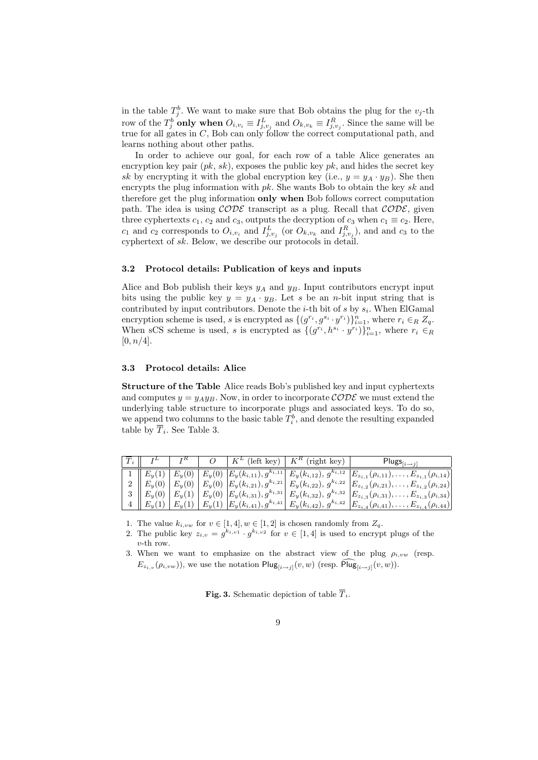in the table $T_j^b$. We want to make sure that Bob obtains the plug for the $v_j$-th row of the $T_j^b$ **only when** $O_{i,v_i} \equiv I^L_{j,v_j}$ and $O_{k,v_k} \equiv I^R_{j,v_j}$. Since the same will be true for all gates in $C$, Bob can only follow the correct computational path, and learns nothing about other paths.

In order to achieve our goal, for each row of a table Alice generates an encryption key pair $(pk, sk)$, exposes the public key $pk$, and hides the secret key $sk$ by encrypting it with the global encryption key (i.e., $y = y_A \cdot y_B$). She then encrypts the plug information with $pk$. She wants Bob to obtain the key $sk$ and therefore get the plug information **only when** Bob follows correct computation path. The idea is using $\mathcal{CODE}$ transcript as a plug. Recall that $\mathcal{CODE}$, given three cyphertexts $c_1$, $c_2$ and $c_3$, outputs the decryption of $c_3$ when $c_1 \equiv c_2$. Here, $c_1$ and $c_2$ corresponds to $O_{i,v_i}$ and $I^L_{j,v_j}$ (or $O_{k,v_k}$ and $I^R_{j,v_j}$), and and $c_3$ to the cyphertext of $sk$. Below, we describe our protocols in detail.

### 3.2 Protocol details: Publication of keys and inputs

Alice and Bob publish their keys $y_A$ and $y_B$. Input contributors encrypt input bits using the public key $y = y_A \cdot y_B$. Let $s$ be an $n$-bit input string that is contributed by input contributors. Denote the $i$-th bit of $s$ by $s_i$. When ElGamal encryption scheme is used, $s$ is encrypted as $\{(g^{r_i}, g^{s_i} \cdot y^{r_i})\}_{i=1}^n$, where $r_i \in_R Z_q$. When sCS scheme is used, $s$ is encrypted as $\{(g^{r_i}, h^{s_i} \cdot y^{r_i})\}_{i=1}^n$, where $r_i \in_R [0, n/4]$.

### 3.3 Protocol details: Alice

**Structure of the Table** Alice reads Bob's published key and input cyphertexts and computes $y = y_A y_B$. Now, in order to incorporate $\mathcal{CODE}$ we must extend the underlying table structure to incorporate plugs and associated keys. To do so, we append two columns to the basic table $T_i^b$, and denote the resulting expanded table by $\overline{T}_i$. See Table 3.

| $\overline{T}_i$ | $I^L$ | $I^R$ | $O$ | $K^L$ (left key) | $K^R$ (right key) | $\mathsf{Plugs}_{[i \to j]}$ |
|---|---|---|---|---|---|---|
| 1 | $E_y(1)$ | $E_y(0)$ | $E_y(0)$ | $E_y(k_{i,11}), g^{k_{i,11}}$ | $E_y(k_{i,12}), g^{k_{i,12}}$ | $E_{z_{i,1}}(\rho_{i,11}), \ldots, E_{z_{i,1}}(\rho_{i,14})$ |
| 2 | $E_y(0)$ | $E_y(0)$ | $E_y(0)$ | $E_y(k_{i,21}), g^{k_{i,21}}$ | $E_y(k_{i,22}), g^{k_{i,22}}$ | $E_{z_{i,2}}(\rho_{i,21}), \ldots, E_{z_{i,2}}(\rho_{i,24})$ |
| 3 | $E_y(0)$ | $E_y(1)$ | $E_y(0)$ | $E_y(k_{i,31}), g^{k_{i,31}}$ | $E_y(k_{i,32}), g^{k_{i,32}}$ | $E_{z_{i,3}}(\rho_{i,31}), \ldots, E_{z_{i,3}}(\rho_{i,34})$ |
| 4 | $E_y(1)$ | $E_y(1)$ | $E_y(1)$ | $E_y(k_{i,41}), g^{k_{i,41}}$ | $E_y(k_{i,42}), g^{k_{i,42}}$ | $E_{z_{i,4}}(\rho_{i,41}), \ldots, E_{z_{i,4}}(\rho_{i,44})$ |

1. The value $k_{i,vw}$ for $v \in [1,4], w \in [1,2]$ is chosen randomly from $Z_q$.
2. The public key $z_{i,v} = g^{k_{i,v1}} \cdot g^{k_{i,v2}}$ for $v \in [1,4]$ is used to encrypt plugs of the $v$-th row.
3. When we want to emphasize on the abstract view of the plug $\rho_{i,vw}$ (resp. $E_{z_{i,v}}(\rho_{i,vw})$), we use the notation $\mathsf{Plug}_{[i \to j]}(v,w)$ (resp. $\widehat{\mathsf{Plug}}_{[i \to j]}(v,w)$).

**Fig. 3.** Schematic depiction of table $\overline{T}_i$.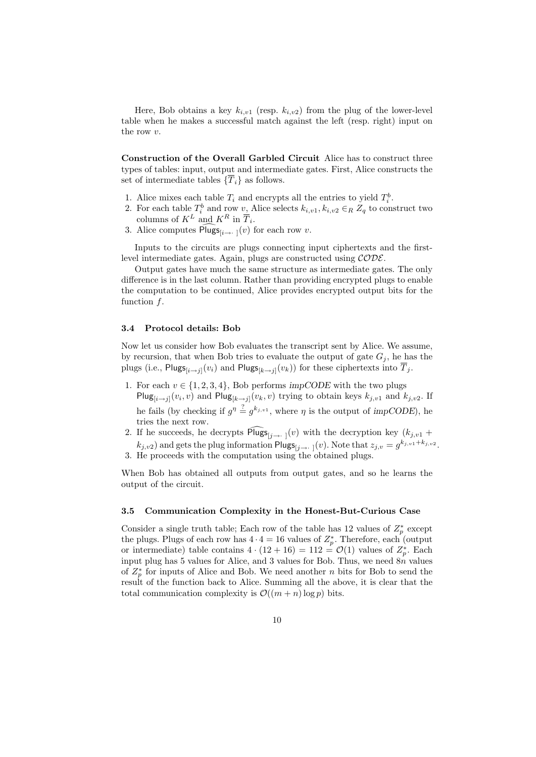Here, Bob obtains a key $k_{i,v1}$ (resp. $k_{i,v2}$) from the plug of the lower-level table when he makes a successful match against the left (resp. right) input on the row $v$.

**Construction of the Overall Garbled Circuit** Alice has to construct three types of tables: input, output and intermediate gates. First, Alice constructs the set of intermediate tables $\{\overline{T}_i\}$ as follows.

1. Alice mixes each table $T_i$ and encrypts all the entries to yield $T_i^b$.
2. For each table $T_i^b$ and row $v$, Alice selects $k_{i,v1}, k_{i,v2} \in_R Z_q$ to construct two columns of $K^L$ and $K^R$ in $\overline{T}_i$.
3. Alice computes $\widehat{\mathsf{Plugs}}_{[i\rightarrow\cdot]}(v)$ for each row $v$.

Inputs to the circuits are plugs connecting input ciphertexts and the first-level intermediate gates. Again, plugs are constructed using $\mathcal{CODE}$.

Output gates have much the same structure as intermediate gates. The only difference is in the last column. Rather than providing encrypted plugs to enable the computation to be continued, Alice provides encrypted output bits for the function $f$.

### 3.4 Protocol details: Bob

Now let us consider how Bob evaluates the transcript sent by Alice. We assume, by recursion, that when Bob tries to evaluate the output of gate $G_j$, he has the plugs (i.e., $\mathsf{Plugs}_{[i\rightarrow j]}(v_i)$ and $\mathsf{Plugs}_{[k\rightarrow j]}(v_k)$) for these ciphertexts into $\overline{T}_j$.

1. For each $v \in \{1,2,3,4\}$, Bob performs *impCODE* with the two plugs $\mathsf{Plug}_{[i\rightarrow j]}(v_i, v)$ and $\mathsf{Plug}_{[k\rightarrow j]}(v_k, v)$ trying to obtain keys $k_{j,v1}$ and $k_{j,v2}$. If he fails (by checking if $g^\eta \stackrel{?}{=} g^{k_{j,v1}}$, where $\eta$ is the output of *impCODE*), he tries the next row.
2. If he succeeds, he decrypts $\widehat{\mathsf{Plugs}}_{[j\rightarrow\cdot]}(v)$ with the decryption key $(k_{j,v1} + k_{j,v2})$ and gets the plug information $\mathsf{Plugs}_{[j\rightarrow\cdot]}(v)$. Note that $z_{j,v} = g^{k_{j,v1}+k_{j,v2}}$.
3. He proceeds with the computation using the obtained plugs.

When Bob has obtained all outputs from output gates, and so he learns the output of the circuit.

### 3.5 Communication Complexity in the Honest-But-Curious Case

Consider a single truth table; Each row of the table has 12 values of $Z_p^*$ except the plugs. Plugs of each row has $4 \cdot 4 = 16$ values of $Z_p^*$. Therefore, each (output or intermediate) table contains $4 \cdot (12 + 16) = 112 = \mathcal{O}(1)$ values of $Z_p^*$. Each input plug has 5 values for Alice, and 3 values for Bob. Thus, we need $8n$ values of $Z_p^*$ for inputs of Alice and Bob. We need another $n$ bits for Bob to send the result of the function back to Alice. Summing all the above, it is clear that the total communication complexity is $\mathcal{O}((m + n)\log p)$ bits.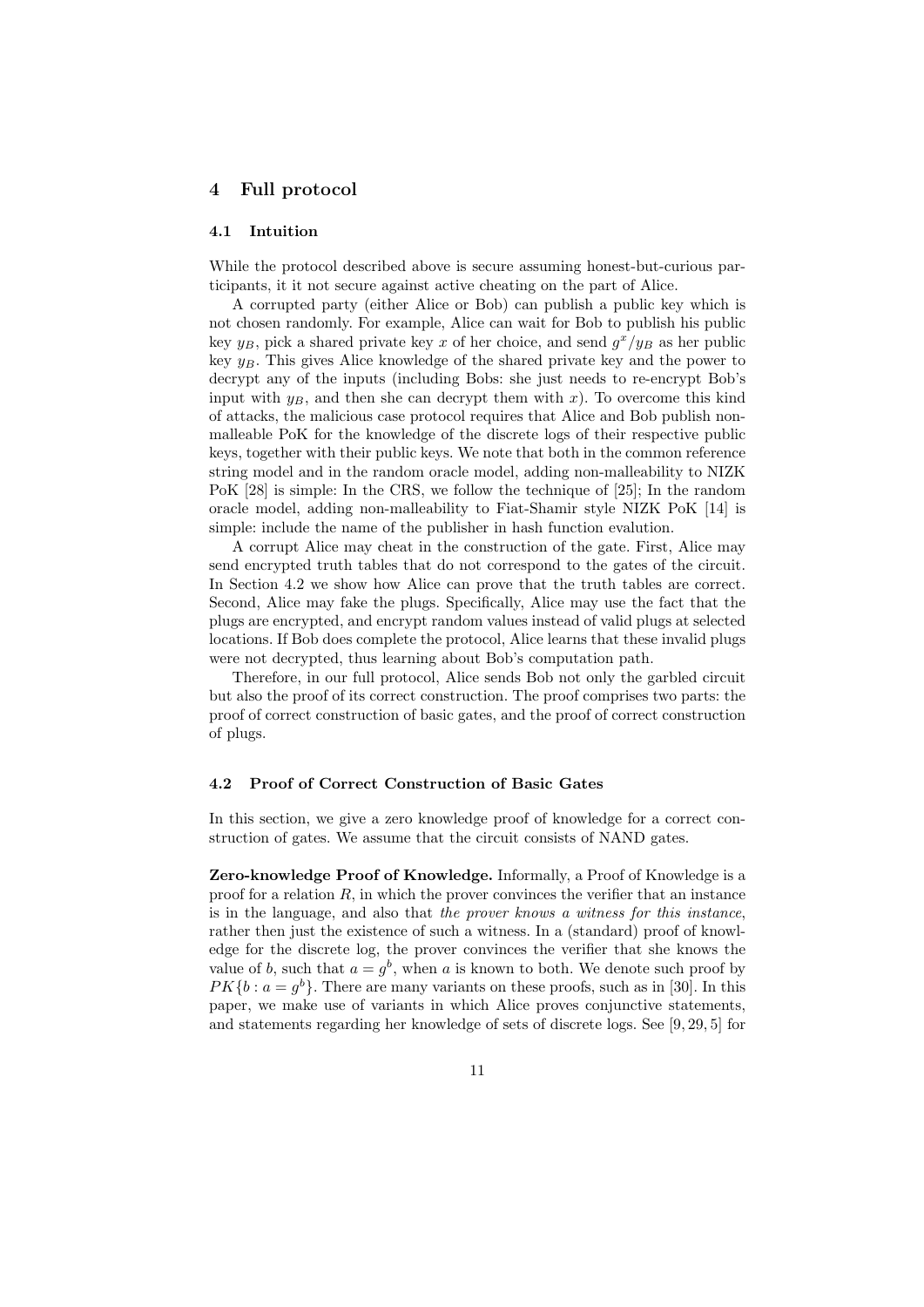## 4 Full protocol

### 4.1 Intuition

While the protocol described above is secure assuming honest-but-curious participants, it it not secure against active cheating on the part of Alice.

A corrupted party (either Alice or Bob) can publish a public key which is not chosen randomly. For example, Alice can wait for Bob to publish his public key $y_B$, pick a shared private key $x$ of her choice, and send $g^x/y_B$ as her public key $y_B$. This gives Alice knowledge of the shared private key and the power to decrypt any of the inputs (including Bobs: she just needs to re-encrypt Bob's input with $y_B$, and then she can decrypt them with $x$). To overcome this kind of attacks, the malicious case protocol requires that Alice and Bob publish non-malleable PoK for the knowledge of the discrete logs of their respective public keys, together with their public keys. We note that both in the common reference string model and in the random oracle model, adding non-malleability to NIZK PoK [28] is simple: In the CRS, we follow the technique of [25]; In the random oracle model, adding non-malleability to Fiat-Shamir style NIZK PoK [14] is simple: include the name of the publisher in hash function evalution.

A corrupt Alice may cheat in the construction of the gate. First, Alice may send encrypted truth tables that do not correspond to the gates of the circuit. In Section 4.2 we show how Alice can prove that the truth tables are correct. Second, Alice may fake the plugs. Specifically, Alice may use the fact that the plugs are encrypted, and encrypt random values instead of valid plugs at selected locations. If Bob does complete the protocol, Alice learns that these invalid plugs were not decrypted, thus learning about Bob's computation path.

Therefore, in our full protocol, Alice sends Bob not only the garbled circuit but also the proof of its correct construction. The proof comprises two parts: the proof of correct construction of basic gates, and the proof of correct construction of plugs.

### 4.2 Proof of Correct Construction of Basic Gates

In this section, we give a zero knowledge proof of knowledge for a correct construction of gates. We assume that the circuit consists of NAND gates.

**Zero-knowledge Proof of Knowledge.** Informally, a Proof of Knowledge is a proof for a relation $R$, in which the prover convinces the verifier that an instance is in the language, and also that *the prover knows a witness for this instance*, rather then just the existence of such a witness. In a (standard) proof of knowledge for the discrete log, the prover convinces the verifier that she knows the value of $b$, such that $a = g^b$, when $a$ is known to both. We denote such proof by $PK\{b : a = g^b\}$. There are many variants on these proofs, such as in [30]. In this paper, we make use of variants in which Alice proves conjunctive statements, and statements regarding her knowledge of sets of discrete logs. See [9, 29, 5] for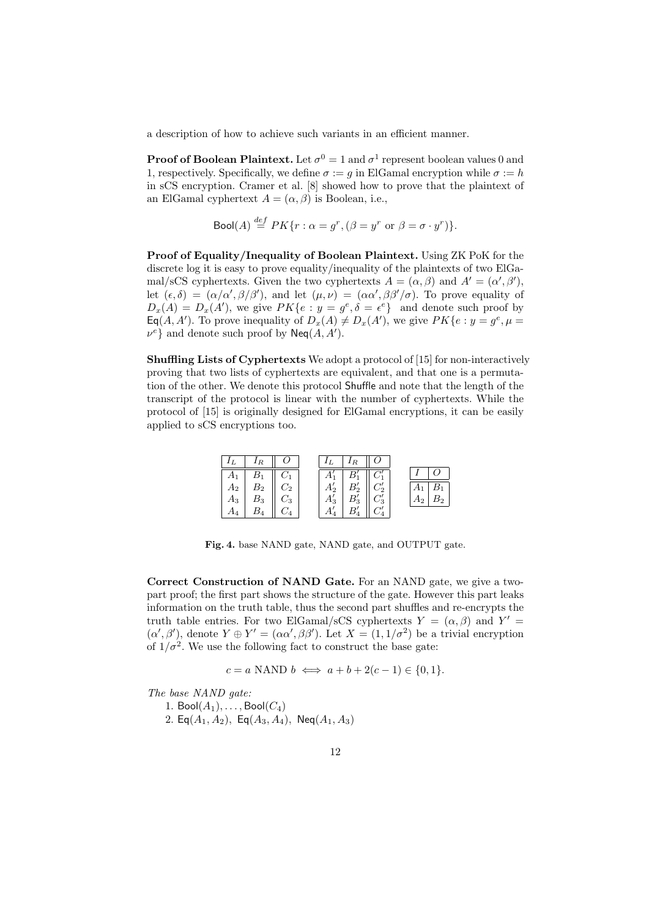a description of how to achieve such variants in an efficient manner.

**Proof of Boolean Plaintext.** Let $\sigma^0 = 1$ and $\sigma^1$ represent boolean values 0 and 1, respectively. Specifically, we define $\sigma := g$ in ElGamal encryption while $\sigma := h$ in sCS encryption. Cramer et al. [8] showed how to prove that the plaintext of an ElGamal cyphertext $A = (\alpha, \beta)$ is Boolean, i.e.,

$$\mathsf{Bool}(A) \stackrel{def}{=} PK\{r : \alpha = g^r, (\beta = y^r \text{ or } \beta = \sigma \cdot y^r)\}.$$

**Proof of Equality/Inequality of Boolean Plaintext.** Using ZK PoK for the discrete log it is easy to prove equality/inequality of the plaintexts of two ElGamal/sCS cyphertexts. Given the two cyphertexts $A = (\alpha, \beta)$ and $A' = (\alpha', \beta')$, let $(\epsilon, \delta) = (\alpha/\alpha', \beta/\beta')$, and let $(\mu, \nu) = (\alpha\alpha', \beta\beta'/\sigma)$. To prove equality of $D_x(A) = D_x(A')$, we give $PK\{e : y = g^e, \delta = \epsilon^e\}$ and denote such proof by $\mathsf{Eq}(A, A')$. To prove inequality of $D_x(A) \neq D_x(A')$, we give $PK\{e : y = g^e, \mu = \nu^e\}$ and denote such proof by $\mathsf{Neq}(A, A')$.

**Shuffling Lists of Cyphertexts** We adopt a protocol of [15] for non-interactively proving that two lists of cyphertexts are equivalent, and that one is a permutation of the other. We denote this protocol $\mathsf{Shuffle}$ and note that the length of the transcript of the protocol is linear with the number of cyphertexts. While the protocol of [15] is originally designed for ElGamal encryptions, it can be easily applied to sCS encryptions too.

| $I_L$ | $I_R$ | $O$ |
|---|---|---|
| $A_1$ | $B_1$ | $C_1$ |
| $A_2$ | $B_2$ | $C_2$ |
| $A_3$ | $B_3$ | $C_3$ |
| $A_4$ | $B_4$ | $C_4$ |

| $I_L$ | $I_R$ | $O$ |
|---|---|---|
| $A'_1$ | $B'_1$ | $C'_1$ |
| $A'_2$ | $B'_2$ | $C'_2$ |
| $A'_3$ | $B'_3$ | $C'_3$ |
| $A'_4$ | $B'_4$ | $C'_4$ |

| $I$ | $O$ |
|---|---|
| $A_1$ | $B_1$ |
| $A_2$ | $B_2$ |

**Fig. 4.** base NAND gate, NAND gate, and OUTPUT gate.

**Correct Construction of NAND Gate.** For an NAND gate, we give a two-part proof; the first part shows the structure of the gate. However this part leaks information on the truth table, thus the second part shuffles and re-encrypts the truth table entries. For two ElGamal/sCS cyphertexts $Y = (\alpha, \beta)$ and $Y' = (\alpha', \beta')$, denote $Y \oplus Y' = (\alpha\alpha', \beta\beta')$. Let $X = (1, 1/\sigma^2)$ be a trivial encryption of $1/\sigma^2$. We use the following fact to construct the base gate:

$$c = a \text{ NAND } b \iff a + b + 2(c - 1) \in \{0, 1\}.$$

*The base NAND gate:*

1. $\mathsf{Bool}(A_1), \ldots, \mathsf{Bool}(C_4)$
2. $\mathsf{Eq}(A_1, A_2),\ \mathsf{Eq}(A_3, A_4),\ \mathsf{Neq}(A_1, A_3)$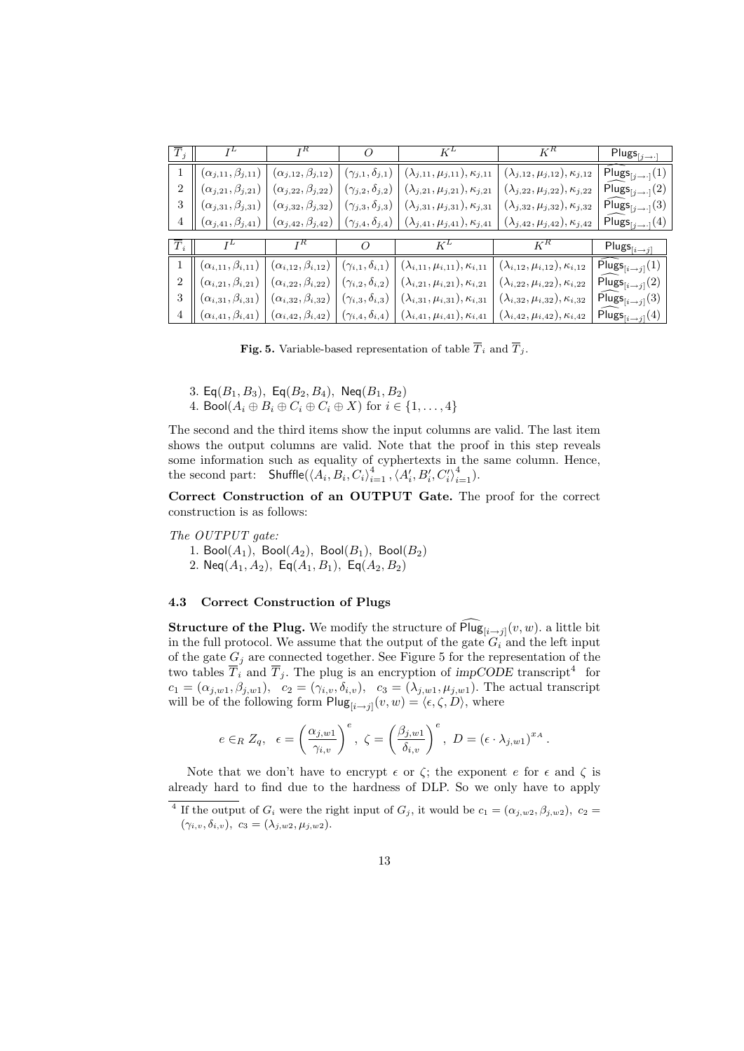| $\overline{T}_j$ | $I^L$ | $I^R$ | $O$ | $K^L$ | $K^R$ | $\mathsf{Plugs}_{[j\to\cdot]}$ |
|---|---|---|---|---|---|---|
| 1 | $(\alpha_{j,11},\beta_{j,11})$ | $(\alpha_{j,12},\beta_{j,12})$ | $(\gamma_{j,1},\delta_{j,1})$ | $(\lambda_{j,11},\mu_{j,11}),\kappa_{j,11}$ | $(\lambda_{j,12},\mu_{j,12}),\kappa_{j,12}$ | $\widehat{\mathsf{Plugs}}_{[j\to\cdot]}(1)$ |
| 2 | $(\alpha_{j,21},\beta_{j,21})$ | $(\alpha_{j,22},\beta_{j,22})$ | $(\gamma_{j,2},\delta_{j,2})$ | $(\lambda_{j,21},\mu_{j,21}),\kappa_{j,21}$ | $(\lambda_{j,22},\mu_{j,22}),\kappa_{j,22}$ | $\widehat{\mathsf{Plugs}}_{[j\to\cdot]}(2)$ |
| 3 | $(\alpha_{j,31},\beta_{j,31})$ | $(\alpha_{j,32},\beta_{j,32})$ | $(\gamma_{j,3},\delta_{j,3})$ | $(\lambda_{j,31},\mu_{j,31}),\kappa_{j,31}$ | $(\lambda_{j,32},\mu_{j,32}),\kappa_{j,32}$ | $\widehat{\mathsf{Plugs}}_{[j\to\cdot]}(3)$ |
| 4 | $(\alpha_{j,41},\beta_{j,41})$ | $(\alpha_{j,42},\beta_{j,42})$ | $(\gamma_{j,4},\delta_{j,4})$ | $(\lambda_{j,41},\mu_{j,41}),\kappa_{j,41}$ | $(\lambda_{j,42},\mu_{j,42}),\kappa_{j,42}$ | $\widehat{\mathsf{Plugs}}_{[j\to\cdot]}(4)$ |

| $\overline{T}_i$ | $I^L$ | $I^R$ | $O$ | $K^L$ | $K^R$ | $\mathsf{Plugs}_{[i\to j]}$ |
|---|---|---|---|---|---|---|
| 1 | $(\alpha_{i,11},\beta_{i,11})$ | $(\alpha_{i,12},\beta_{i,12})$ | $(\gamma_{i,1},\delta_{i,1})$ | $(\lambda_{i,11},\mu_{i,11}),\kappa_{i,11}$ | $(\lambda_{i,12},\mu_{i,12}),\kappa_{i,12}$ | $\widehat{\mathsf{Plugs}}_{[i\to j]}(1)$ |
| 2 | $(\alpha_{i,21},\beta_{i,21})$ | $(\alpha_{i,22},\beta_{i,22})$ | $(\gamma_{i,2},\delta_{i,2})$ | $(\lambda_{i,21},\mu_{i,21}),\kappa_{i,21}$ | $(\lambda_{i,22},\mu_{i,22}),\kappa_{i,22}$ | $\widehat{\mathsf{Plugs}}_{[i\to j]}(2)$ |
| 3 | $(\alpha_{i,31},\beta_{i,31})$ | $(\alpha_{i,32},\beta_{i,32})$ | $(\gamma_{i,3},\delta_{i,3})$ | $(\lambda_{i,31},\mu_{i,31}),\kappa_{i,31}$ | $(\lambda_{i,32},\mu_{i,32}),\kappa_{i,32}$ | $\widehat{\mathsf{Plugs}}_{[i\to j]}(3)$ |
| 4 | $(\alpha_{i,41},\beta_{i,41})$ | $(\alpha_{i,42},\beta_{i,42})$ | $(\gamma_{i,4},\delta_{i,4})$ | $(\lambda_{i,41},\mu_{i,41}),\kappa_{i,41}$ | $(\lambda_{i,42},\mu_{i,42}),\kappa_{i,42}$ | $\widehat{\mathsf{Plugs}}_{[i\to j]}(4)$ |

**Fig. 5.** Variable-based representation of table $\overline{T}_i$ and $\overline{T}_j$.

3. $\mathsf{Eq}(B_1, B_3)$, $\mathsf{Eq}(B_2, B_4)$, $\mathsf{Neq}(B_1, B_2)$
4. $\mathsf{Bool}(A_i \oplus B_i \oplus C_i \oplus C_i \oplus X)$ for $i \in \{1, \ldots, 4\}$

The second and the third items show the input columns are valid. The last item shows the output columns are valid. Note that the proof in this step reveals some information such as equality of cyphertexts in the same column. Hence, the second part: $\mathsf{Shuffle}(\langle A_i, B_i, C_i\rangle_{i=1}^4, \langle A'_i, B'_i, C'_i\rangle_{i=1}^4)$.

**Correct Construction of an OUTPUT Gate.** The proof for the correct construction is as follows:

*The OUTPUT gate:*

1. $\mathsf{Bool}(A_1)$, $\mathsf{Bool}(A_2)$, $\mathsf{Bool}(B_1)$, $\mathsf{Bool}(B_2)$
2. $\mathsf{Neq}(A_1, A_2)$, $\mathsf{Eq}(A_1, B_1)$, $\mathsf{Eq}(A_2, B_2)$

### 4.3 Correct Construction of Plugs

**Structure of the Plug.** We modify the structure of $\widehat{\mathsf{Plug}}_{[i\to j]}(v, w)$. a little bit in the full protocol. We assume that the output of the gate $G_i$ and the left input of the gate $G_j$ are connected together. See Figure 5 for the representation of the two tables $\overline{T}_i$ and $\overline{T}_j$. The plug is an encryption of *impCODE* transcript[4] for $c_1 = (\alpha_{j,w1}, \beta_{j,w1})$, $c_2 = (\gamma_{i,v}, \delta_{i,v})$, $c_3 = (\lambda_{j,w1}, \mu_{j,w1})$. The actual transcript will be of the following form $\mathsf{Plug}_{[i\to j]}(v, w) = \langle \epsilon, \zeta, D\rangle$, where

$$e \in_R Z_q,\ \ \epsilon = \left(\frac{\alpha_{j,w1}}{\gamma_{i,v}}\right)^e,\ \zeta = \left(\frac{\beta_{j,w1}}{\delta_{i,v}}\right)^e,\ D = (\epsilon \cdot \lambda_{j,w1})^{x_A}.$$

Note that we don't have to encrypt $\epsilon$ or $\zeta$; the exponent $e$ for $\epsilon$ and $\zeta$ is already hard to find due to the hardness of DLP. So we only have to apply

[4] If the output of $G_i$ were the right input of $G_j$, it would be $c_1 = (\alpha_{j,w2}, \beta_{j,w2})$, $c_2 = (\gamma_{i,v}, \delta_{i,v})$, $c_3 = (\lambda_{j,w2}, \mu_{j,w2})$.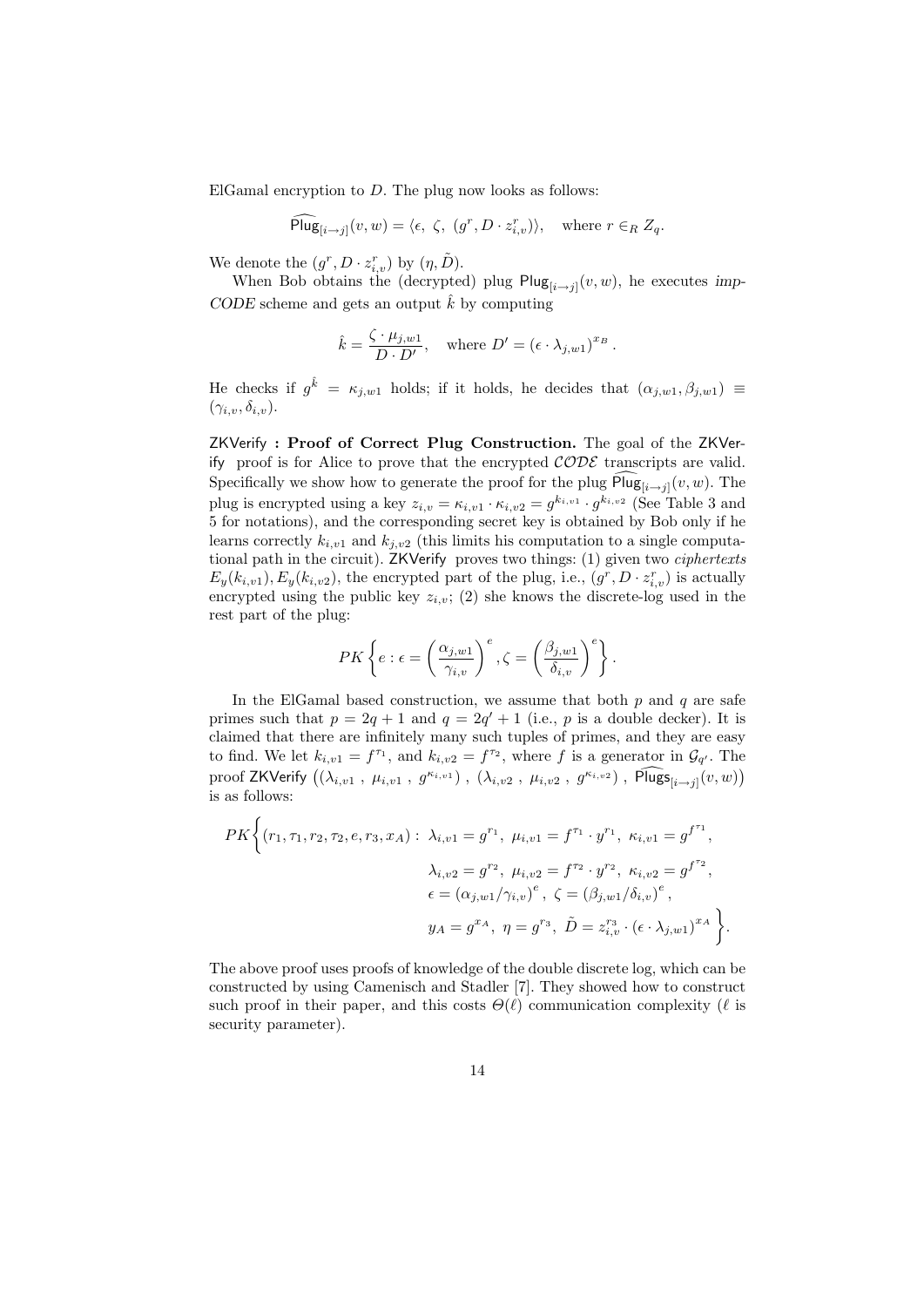ElGamal encryption to $D$. The plug now looks as follows:

$$\widehat{\mathsf{Plug}}_{[i\to j]}(v,w) = \langle \epsilon,\ \zeta,\ (g^r, D\cdot z_{i,v}^r)\rangle, \quad \text{where } r \in_R Z_q.$$

We denote the $(g^r, D\cdot z_{i,v}^r)$ by $(\eta, \tilde{D})$.

When Bob obtains the (decrypted) plug $\mathsf{Plug}_{[i\to j]}(v,w)$, he executes *imp-CODE* scheme and gets an output $\hat{k}$ by computing

$$\hat{k} = \frac{\zeta\cdot \mu_{j,w1}}{D\cdot D'}, \quad \text{where } D' = (\epsilon\cdot\lambda_{j,w1})^{x_B}.$$

He checks if $g^{\hat{k}} = \kappa_{j,w1}$ holds; if it holds, he decides that $(\alpha_{j,w1}, \beta_{j,w1}) \equiv (\gamma_{i,v}, \delta_{i,v})$.

**ZKVerify : Proof of Correct Plug Construction.** The goal of the ZKVerify proof is for Alice to prove that the encrypted $\mathcal{CODE}$ transcripts are valid. Specifically we show how to generate the proof for the plug $\widehat{\mathsf{Plug}}_{[i\to j]}(v,w)$. The plug is encrypted using a key $z_{i,v} = \kappa_{i,v1}\cdot\kappa_{i,v2} = g^{k_{i,v1}}\cdot g^{k_{i,v2}}$ (See Table 3 and 5 for notations), and the corresponding secret key is obtained by Bob only if he learns correctly $k_{i,v1}$ and $k_{j,v2}$ (this limits his computation to a single computational path in the circuit). ZKVerify proves two things: (1) given two *ciphertexts* $E_y(k_{i,v1}), E_y(k_{i,v2})$, the encrypted part of the plug, i.e., $(g^r, D\cdot z_{i,v}^r)$ is actually encrypted using the public key $z_{i,v}$; (2) she knows the discrete-log used in the rest part of the plug:

$$PK\left\{e : \epsilon = \left(\frac{\alpha_{j,w1}}{\gamma_{i,v}}\right)^e, \zeta = \left(\frac{\beta_{j,w1}}{\delta_{i,v}}\right)^e\right\}.$$

In the ElGamal based construction, we assume that both $p$ and $q$ are safe primes such that $p = 2q+1$ and $q = 2q'+1$ (i.e., $p$ is a double decker). It is claimed that there are infinitely many such tuples of primes, and they are easy to find. We let $k_{i,v1} = f^{\tau_1}$, and $k_{i,v2} = f^{\tau_2}$, where $f$ is a generator in $\mathcal{G}_{q'}$. The proof $\mathsf{ZKVerify}\left((\lambda_{i,v1},\ \mu_{i,v1},\ g^{\kappa_{i,v1}}),\ (\lambda_{i,v2},\ \mu_{i,v2},\ g^{\kappa_{i,v2}}),\ \widehat{\mathsf{Plugs}}_{[i\to j]}(v,w)\right)$ is as follows:

$$\begin{aligned} PK\Bigg\{(r_1,\tau_1,r_2,\tau_2,e,r_3,x_A) :\ & \lambda_{i,v1} = g^{r_1},\ \mu_{i,v1} = f^{\tau_1}\cdot y^{r_1},\ \kappa_{i,v1} = g^{f^{\tau_1}}, \\ & \lambda_{i,v2} = g^{r_2},\ \mu_{i,v2} = f^{\tau_2}\cdot y^{r_2},\ \kappa_{i,v2} = g^{f^{\tau_2}}, \\ & \epsilon = (\alpha_{j,w1}/\gamma_{i,v})^e,\ \zeta = (\beta_{j,w1}/\delta_{i,v})^e, \\ & y_A = g^{x_A},\ \eta = g^{r_3},\ \tilde{D} = z_{i,v}^{r_3}\cdot(\epsilon\cdot\lambda_{j,w1})^{x_A}\Bigg\}. \end{aligned}$$

The above proof uses proofs of knowledge of the double discrete log, which can be constructed by using Camenisch and Stadler [7]. They showed how to construct such proof in their paper, and this costs $\Theta(\ell)$ communication complexity ($\ell$ is security parameter).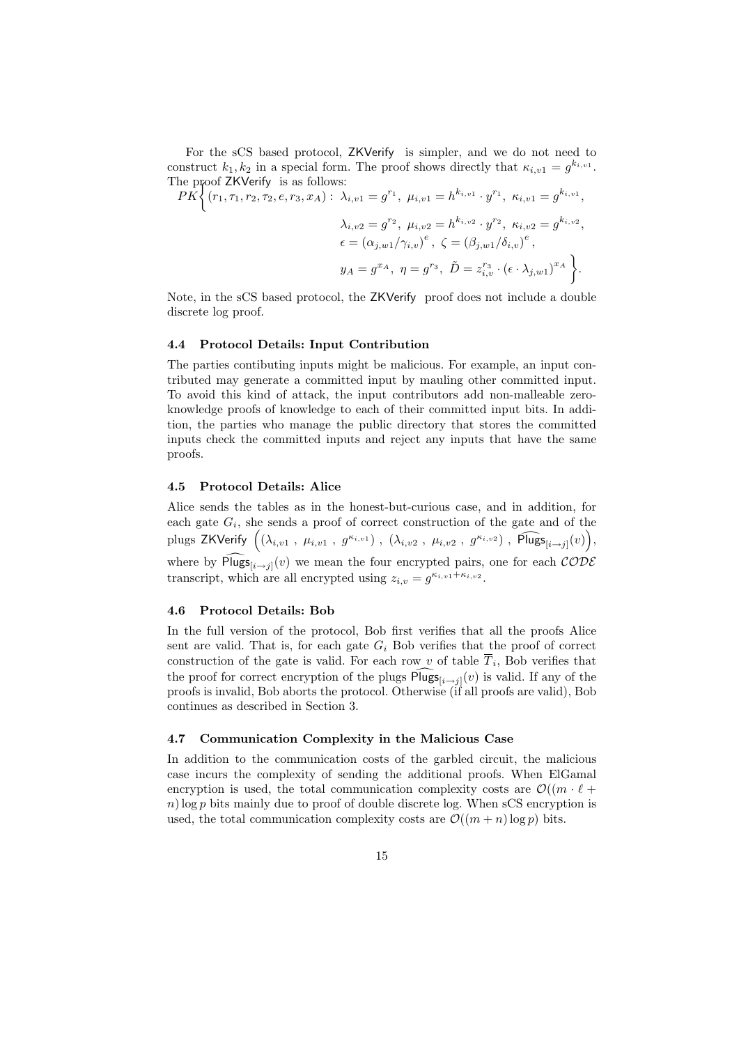For the sCS based protocol, ZKVerify is simpler, and we do not need to construct $k_1, k_2$ in a special form. The proof shows directly that $\kappa_{i,v1} = g^{k_{i,v1}}$. The proof ZKVerify is as follows:

$$PK\Big\{(r_1, \tau_1, r_2, \tau_2, e, r_3, x_A):\ \lambda_{i,v1} = g^{r_1},\ \mu_{i,v1} = h^{k_{i,v1}} \cdot y^{r_1},\ \kappa_{i,v1} = g^{k_{i,v1}},$$

$$\lambda_{i,v2} = g^{r_2},\ \mu_{i,v2} = h^{k_{i,v2}} \cdot y^{r_2},\ \kappa_{i,v2} = g^{k_{i,v2}},$$

$$\epsilon = (\alpha_{j,w1}/\gamma_{i,v})^e,\ \zeta = (\beta_{j,w1}/\delta_{i,v})^e,$$

$$y_A = g^{x_A},\ \eta = g^{r_3},\ \tilde{D} = z_{i,v}^{r_3} \cdot (\epsilon \cdot \lambda_{j,w1})^{x_A}\Big\}.$$

Note, in the sCS based protocol, the ZKVerify proof does not include a double discrete log proof.

### 4.4 Protocol Details: Input Contribution

The parties contibuting inputs might be malicious. For example, an input contributed may generate a committed input by mauling other committed input. To avoid this kind of attack, the input contributors add non-malleable zero-knowledge proofs of knowledge to each of their committed input bits. In addition, the parties who manage the public directory that stores the committed inputs check the committed inputs and reject any inputs that have the same proofs.

### 4.5 Protocol Details: Alice

Alice sends the tables as in the honest-but-curious case, and in addition, for each gate $G_i$, she sends a proof of correct construction of the gate and of the plugs ZKVerify $\Big((\lambda_{i,v1}\ ,\ \mu_{i,v1}\ ,\ g^{\kappa_{i,v1}})\ ,\ (\lambda_{i,v2}\ ,\ \mu_{i,v2}\ ,\ g^{\kappa_{i,v2}})\ ,\ \widehat{\mathsf{Plugs}}_{[i \to j]}(v)\Big)$, where by $\widehat{\mathsf{Plugs}}_{[i \to j]}(v)$ we mean the four encrypted pairs, one for each $\mathcal{CODE}$ transcript, which are all encrypted using $z_{i,v} = g^{\kappa_{i,v1} + \kappa_{i,v2}}$.

### 4.6 Protocol Details: Bob

In the full version of the protocol, Bob first verifies that all the proofs Alice sent are valid. That is, for each gate $G_i$ Bob verifies that the proof of correct construction of the gate is valid. For each row $v$ of table $\overline{T}_i$, Bob verifies that the proof for correct encryption of the plugs $\widehat{\mathsf{Plugs}}_{[i \to j]}(v)$ is valid. If any of the proofs is invalid, Bob aborts the protocol. Otherwise (if all proofs are valid), Bob continues as described in Section 3.

### 4.7 Communication Complexity in the Malicious Case

In addition to the communication costs of the garbled circuit, the malicious case incurs the complexity of sending the additional proofs. When ElGamal encryption is used, the total communication complexity costs are $\mathcal{O}((m \cdot \ell + n) \log p$ bits mainly due to proof of double discrete log. When sCS encryption is used, the total communication complexity costs are $\mathcal{O}((m + n) \log p)$ bits.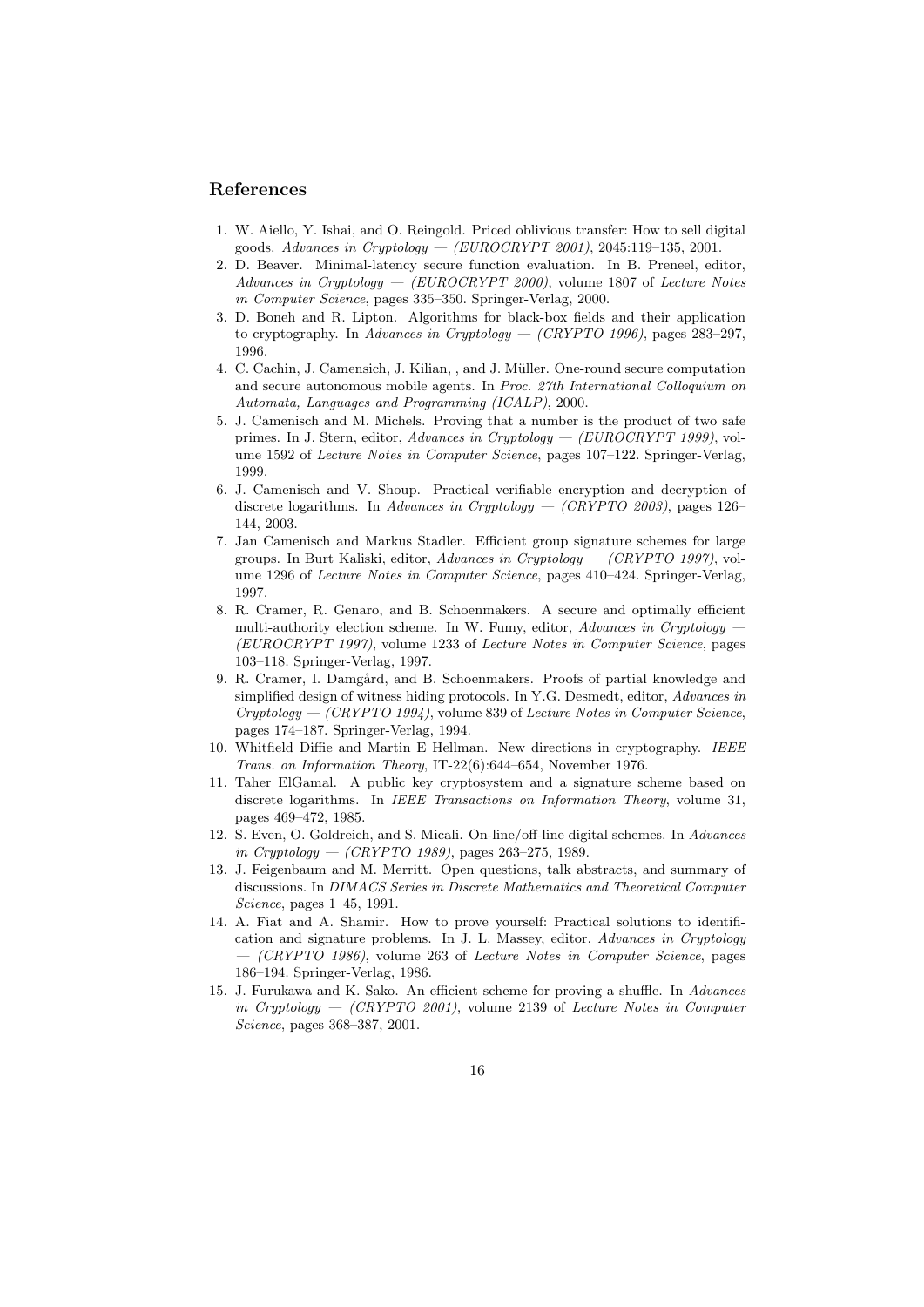## References

1. W. Aiello, Y. Ishai, and O. Reingold. Priced oblivious transfer: How to sell digital goods. *Advances in Cryptology — (EUROCRYPT 2001)*, 2045:119–135, 2001.
2. D. Beaver. Minimal-latency secure function evaluation. In B. Preneel, editor, *Advances in Cryptology — (EUROCRYPT 2000)*, volume 1807 of *Lecture Notes in Computer Science*, pages 335–350. Springer-Verlag, 2000.
3. D. Boneh and R. Lipton. Algorithms for black-box fields and their application to cryptography. In *Advances in Cryptology — (CRYPTO 1996)*, pages 283–297, 1996.
4. C. Cachin, J. Camensich, J. Kilian, , and J. Müller. One-round secure computation and secure autonomous mobile agents. In *Proc. 27th International Colloquium on Automata, Languages and Programming (ICALP)*, 2000.
5. J. Camenisch and M. Michels. Proving that a number is the product of two safe primes. In J. Stern, editor, *Advances in Cryptology — (EUROCRYPT 1999)*, volume 1592 of *Lecture Notes in Computer Science*, pages 107–122. Springer-Verlag, 1999.
6. J. Camenisch and V. Shoup. Practical verifiable encryption and decryption of discrete logarithms. In *Advances in Cryptology — (CRYPTO 2003)*, pages 126–144, 2003.
7. Jan Camenisch and Markus Stadler. Efficient group signature schemes for large groups. In Burt Kaliski, editor, *Advances in Cryptology — (CRYPTO 1997)*, volume 1296 of *Lecture Notes in Computer Science*, pages 410–424. Springer-Verlag, 1997.
8. R. Cramer, R. Genaro, and B. Schoenmakers. A secure and optimally efficient multi-authority election scheme. In W. Fumy, editor, *Advances in Cryptology — (EUROCRYPT 1997)*, volume 1233 of *Lecture Notes in Computer Science*, pages 103–118. Springer-Verlag, 1997.
9. R. Cramer, I. Damgård, and B. Schoenmakers. Proofs of partial knowledge and simplified design of witness hiding protocols. In Y.G. Desmedt, editor, *Advances in Cryptology — (CRYPTO 1994)*, volume 839 of *Lecture Notes in Computer Science*, pages 174–187. Springer-Verlag, 1994.
10. Whitfield Diffie and Martin E Hellman. New directions in cryptography. *IEEE Trans. on Information Theory*, IT-22(6):644–654, November 1976.
11. Taher ElGamal. A public key cryptosystem and a signature scheme based on discrete logarithms. In *IEEE Transactions on Information Theory*, volume 31, pages 469–472, 1985.
12. S. Even, O. Goldreich, and S. Micali. On-line/off-line digital schemes. In *Advances in Cryptology — (CRYPTO 1989)*, pages 263–275, 1989.
13. J. Feigenbaum and M. Merritt. Open questions, talk abstracts, and summary of discussions. In *DIMACS Series in Discrete Mathematics and Theoretical Computer Science*, pages 1–45, 1991.
14. A. Fiat and A. Shamir. How to prove yourself: Practical solutions to identification and signature problems. In J. L. Massey, editor, *Advances in Cryptology — (CRYPTO 1986)*, volume 263 of *Lecture Notes in Computer Science*, pages 186–194. Springer-Verlag, 1986.
15. J. Furukawa and K. Sako. An efficient scheme for proving a shuffle. In *Advances in Cryptology — (CRYPTO 2001)*, volume 2139 of *Lecture Notes in Computer Science*, pages 368–387, 2001.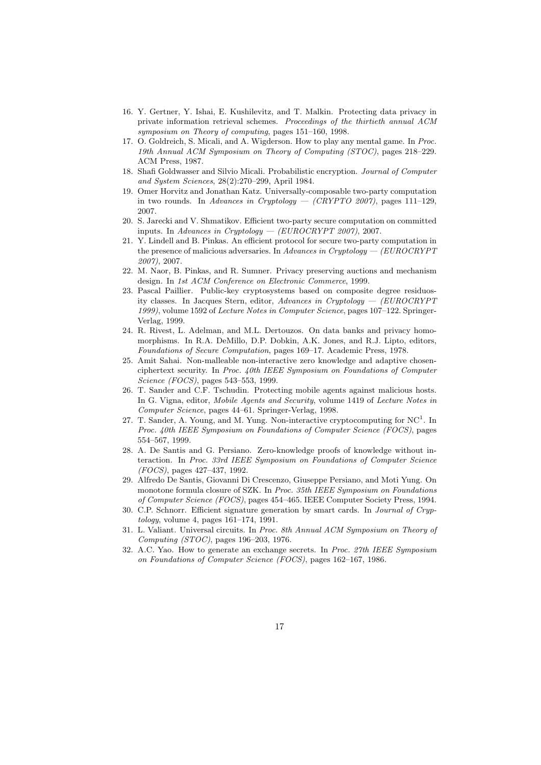16. Y. Gertner, Y. Ishai, E. Kushilevitz, and T. Malkin. Protecting data privacy in private information retrieval schemes. *Proceedings of the thirtieth annual ACM symposium on Theory of computing*, pages 151–160, 1998.
17. O. Goldreich, S. Micali, and A. Wigderson. How to play any mental game. In *Proc. 19th Annual ACM Symposium on Theory of Computing (STOC)*, pages 218–229. ACM Press, 1987.
18. Shafi Goldwasser and Silvio Micali. Probabilistic encryption. *Journal of Computer and System Sciences*, 28(2):270–299, April 1984.
19. Omer Horvitz and Jonathan Katz. Universally-composable two-party computation in two rounds. In *Advances in Cryptology — (CRYPTO 2007)*, pages 111–129, 2007.
20. S. Jarecki and V. Shmatikov. Efficient two-party secure computation on committed inputs. In *Advances in Cryptology — (EUROCRYPT 2007)*, 2007.
21. Y. Lindell and B. Pinkas. An efficient protocol for secure two-party computation in the presence of malicious adversaries. In *Advances in Cryptology — (EUROCRYPT 2007)*, 2007.
22. M. Naor, B. Pinkas, and R. Sumner. Privacy preserving auctions and mechanism design. In *1st ACM Conference on Electronic Commerce*, 1999.
23. Pascal Paillier. Public-key cryptosystems based on composite degree residuosity classes. In Jacques Stern, editor, *Advances in Cryptology — (EUROCRYPT 1999)*, volume 1592 of *Lecture Notes in Computer Science*, pages 107–122. Springer-Verlag, 1999.
24. R. Rivest, L. Adelman, and M.L. Dertouzos. On data banks and privacy homomorphisms. In R.A. DeMillo, D.P. Dobkin, A.K. Jones, and R.J. Lipto, editors, *Foundations of Secure Computation*, pages 169–17. Academic Press, 1978.
25. Amit Sahai. Non-malleable non-interactive zero knowledge and adaptive chosen-ciphertext security. In *Proc. 40th IEEE Symposium on Foundations of Computer Science (FOCS)*, pages 543–553, 1999.
26. T. Sander and C.F. Tschudin. Protecting mobile agents against malicious hosts. In G. Vigna, editor, *Mobile Agents and Security*, volume 1419 of *Lecture Notes in Computer Science*, pages 44–61. Springer-Verlag, 1998.
27. T. Sander, A. Young, and M. Yung. Non-interactive cryptocomputing for $NC^1$. In *Proc. 40th IEEE Symposium on Foundations of Computer Science (FOCS)*, pages 554–567, 1999.
28. A. De Santis and G. Persiano. Zero-knowledge proofs of knowledge without interaction. In *Proc. 33rd IEEE Symposium on Foundations of Computer Science (FOCS)*, pages 427–437, 1992.
29. Alfredo De Santis, Giovanni Di Crescenzo, Giuseppe Persiano, and Moti Yung. On monotone formula closure of SZK. In *Proc. 35th IEEE Symposium on Foundations of Computer Science (FOCS)*, pages 454–465. IEEE Computer Society Press, 1994.
30. C.P. Schnorr. Efficient signature generation by smart cards. In *Journal of Cryptology*, volume 4, pages 161–174, 1991.
31. L. Valiant. Universal circuits. In *Proc. 8th Annual ACM Symposium on Theory of Computing (STOC)*, pages 196–203, 1976.
32. A.C. Yao. How to generate an exchange secrets. In *Proc. 27th IEEE Symposium on Foundations of Computer Science (FOCS)*, pages 162–167, 1986.